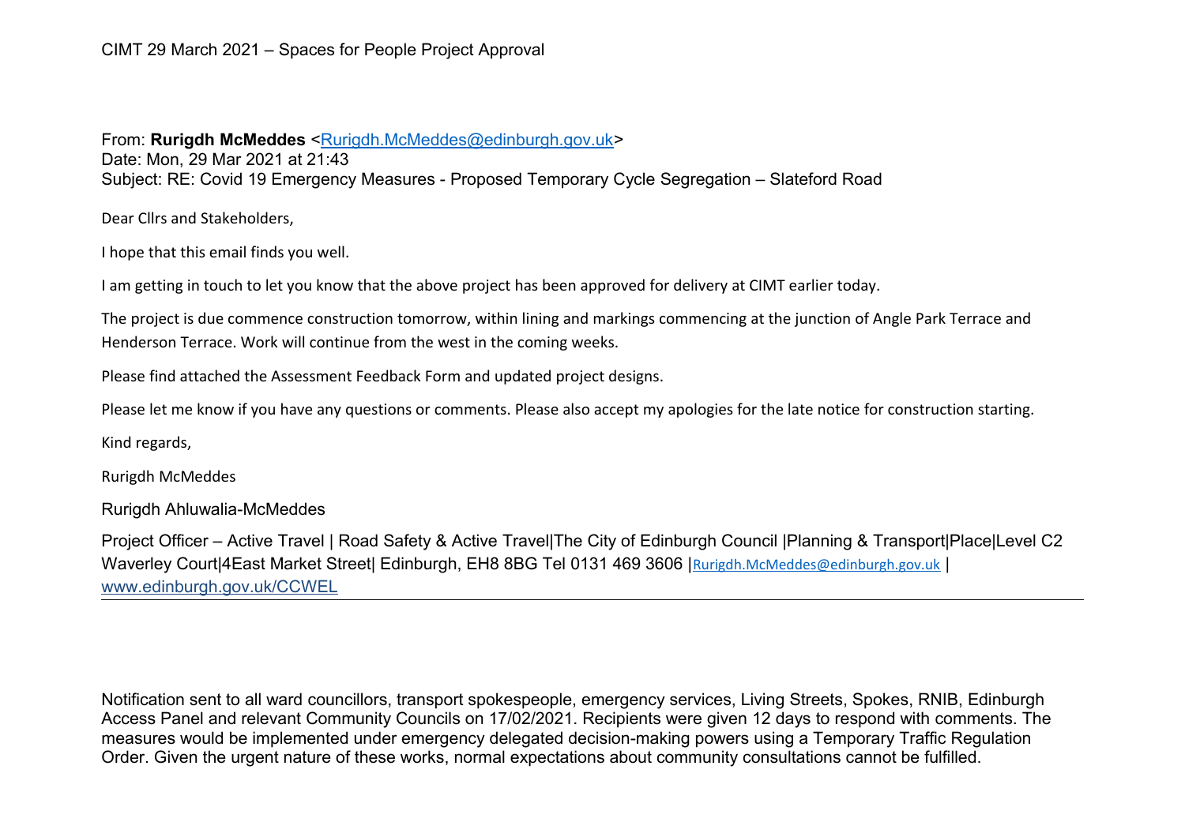CIMT 29 March 2021 – Spaces for People Project Approval

From: **Rurigdh McMeddes** <Rurigdh.McMeddes@edinburgh.gov.uk>
Date: Mon, 29 Mar 2021 at 21:43
Subject: RE: Covid 19 Emergency Measures - Proposed Temporary Cycle Segregation – Slateford Road

Dear Cllrs and Stakeholders,

I hope that this email finds you well.

I am getting in touch to let you know that the above project has been approved for delivery at CIMT earlier today.

The project is due commence construction tomorrow, within lining and markings commencing at the junction of Angle Park Terrace and Henderson Terrace. Work will continue from the west in the coming weeks.

Please find attached the Assessment Feedback Form and updated project designs.

Please let me know if you have any questions or comments. Please also accept my apologies for the late notice for construction starting.

Kind regards,

Rurigdh McMeddes

Rurigdh Ahluwalia-McMeddes

Project Officer – Active Travel | Road Safety & Active Travel|The City of Edinburgh Council |Planning & Transport|Place|Level C2 Waverley Court|4East Market Street| Edinburgh, EH8 8BG Tel 0131 469 3606 |Rurigdh.McMeddes@edinburgh.gov.uk | www.edinburgh.gov.uk/CCWEL

---

Notification sent to all ward councillors, transport spokespeople, emergency services, Living Streets, Spokes, RNIB, Edinburgh Access Panel and relevant Community Councils on 17/02/2021. Recipients were given 12 days to respond with comments. The measures would be implemented under emergency delegated decision-making powers using a Temporary Traffic Regulation Order. Given the urgent nature of these works, normal expectations about community consultations cannot be fulfilled.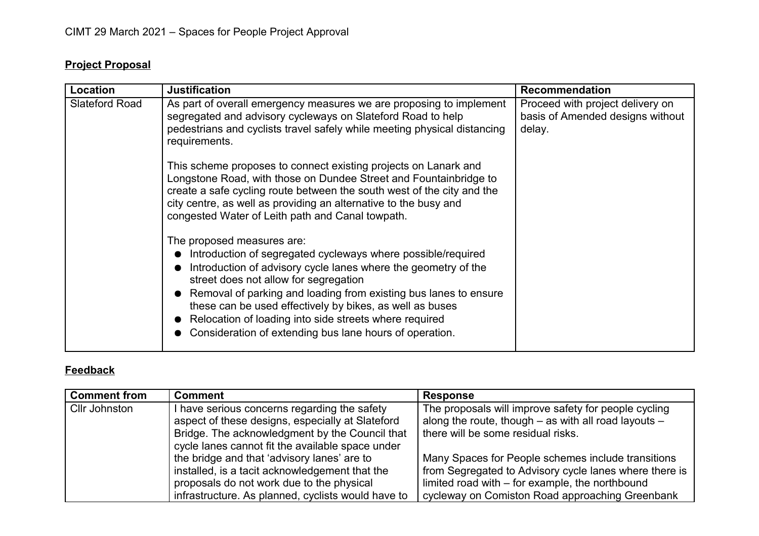CIMT 29 March 2021 – Spaces for People Project Approval

**Project Proposal**

| Location | Justification | Recommendation |
|---|---|---|
| Slateford Road | As part of overall emergency measures we are proposing to implement segregated and advisory cycleways on Slateford Road to help pedestrians and cyclists travel safely while meeting physical distancing requirements.<br><br>This scheme proposes to connect existing projects on Lanark and Longstone Road, with those on Dundee Street and Fountainbridge to create a safe cycling route between the south west of the city and the city centre, as well as providing an alternative to the busy and congested Water of Leith path and Canal towpath.<br><br>The proposed measures are:<br>● Introduction of segregated cycleways where possible/required<br>● Introduction of advisory cycle lanes where the geometry of the street does not allow for segregation<br>● Removal of parking and loading from existing bus lanes to ensure these can be used effectively by bikes, as well as buses<br>● Relocation of loading into side streets where required<br>● Consideration of extending bus lane hours of operation. | Proceed with project delivery on basis of Amended designs without delay. |

**Feedback**

| Comment from | Comment | Response |
|---|---|---|
| Cllr Johnston | I have serious concerns regarding the safety aspect of these designs, especially at Slateford Bridge. The acknowledgment by the Council that cycle lanes cannot fit the available space under the bridge and that 'advisory lanes' are to installed, is a tacit acknowledgement that the proposals do not work due to the physical infrastructure. As planned, cyclists would have to | The proposals will improve safety for people cycling along the route, though – as with all road layouts – there will be some residual risks.<br><br>Many Spaces for People schemes include transitions from Segregated to Advisory cycle lanes where there is limited road with – for example, the northbound cycleway on Comiston Road approaching Greenbank |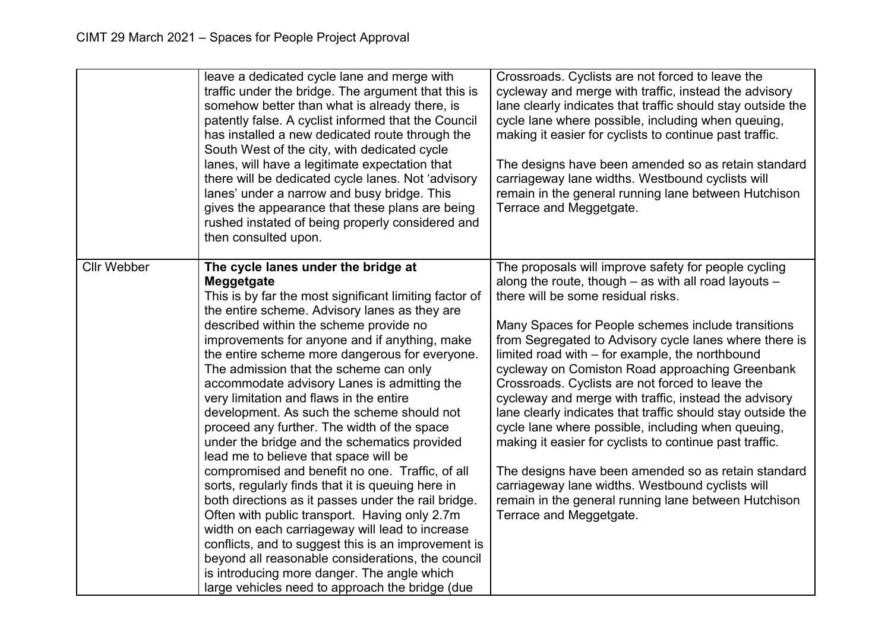| | | |
|---|---|---|
| | leave a dedicated cycle lane and merge with traffic under the bridge. The argument that this is somehow better than what is already there, is patently false. A cyclist informed that the Council has installed a new dedicated route through the South West of the city, with dedicated cycle lanes, will have a legitimate expectation that there will be dedicated cycle lanes. Not 'advisory lanes' under a narrow and busy bridge. This gives the appearance that these plans are being rushed instated of being properly considered and then consulted upon. | Crossroads. Cyclists are not forced to leave the cycleway and merge with traffic, instead the advisory lane clearly indicates that traffic should stay outside the cycle lane where possible, including when queuing, making it easier for cyclists to continue past traffic.<br><br>The designs have been amended so as retain standard carriageway lane widths. Westbound cyclists will remain in the general running lane between Hutchison Terrace and Meggetgate. |
| Cllr Webber | **The cycle lanes under the bridge at Meggetgate**<br>This is by far the most significant limiting factor of the entire scheme. Advisory lanes as they are described within the scheme provide no improvements for anyone and if anything, make the entire scheme more dangerous for everyone. The admission that the scheme can only accommodate advisory Lanes is admitting the very limitation and flaws in the entire development. As such the scheme should not proceed any further. The width of the space under the bridge and the schematics provided lead me to believe that space will be compromised and benefit no one. Traffic, of all sorts, regularly finds that it is queuing here in both directions as it passes under the rail bridge. Often with public transport. Having only 2.7m width on each carriageway will lead to increase conflicts, and to suggest this is an improvement is beyond all reasonable considerations, the council is introducing more danger. The angle which large vehicles need to approach the bridge (due | The proposals will improve safety for people cycling along the route, though – as with all road layouts – there will be some residual risks.<br><br>Many Spaces for People schemes include transitions from Segregated to Advisory cycle lanes where there is limited road with – for example, the northbound cycleway on Comiston Road approaching Greenbank Crossroads. Cyclists are not forced to leave the cycleway and merge with traffic, instead the advisory lane clearly indicates that traffic should stay outside the cycle lane where possible, including when queuing, making it easier for cyclists to continue past traffic.<br><br>The designs have been amended so as retain standard carriageway lane widths. Westbound cyclists will remain in the general running lane between Hutchison Terrace and Meggetgate. |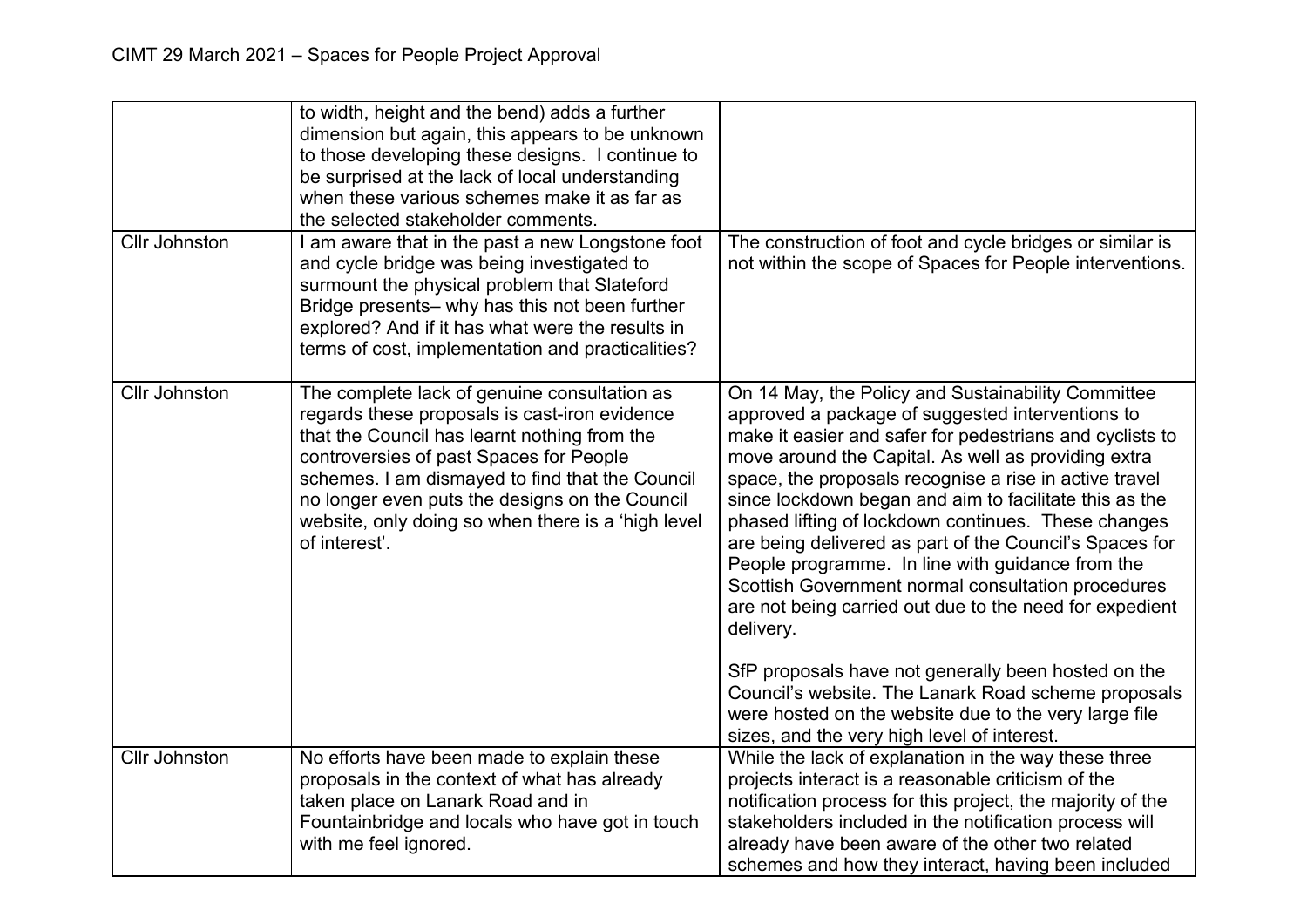| | | |
|---|---|---|
| | to width, height and the bend) adds a further dimension but again, this appears to be unknown to those developing these designs. I continue to be surprised at the lack of local understanding when these various schemes make it as far as the selected stakeholder comments. | |
| Cllr Johnston | I am aware that in the past a new Longstone foot and cycle bridge was being investigated to surmount the physical problem that Slateford Bridge presents– why has this not been further explored? And if it has what were the results in terms of cost, implementation and practicalities? | The construction of foot and cycle bridges or similar is not within the scope of Spaces for People interventions. |
| Cllr Johnston | The complete lack of genuine consultation as regards these proposals is cast-iron evidence that the Council has learnt nothing from the controversies of past Spaces for People schemes. I am dismayed to find that the Council no longer even puts the designs on the Council website, only doing so when there is a 'high level of interest'. | On 14 May, the Policy and Sustainability Committee approved a package of suggested interventions to make it easier and safer for pedestrians and cyclists to move around the Capital. As well as providing extra space, the proposals recognise a rise in active travel since lockdown began and aim to facilitate this as the phased lifting of lockdown continues. These changes are being delivered as part of the Council's Spaces for People programme. In line with guidance from the Scottish Government normal consultation procedures are not being carried out due to the need for expedient delivery.<br><br>SfP proposals have not generally been hosted on the Council's website. The Lanark Road scheme proposals were hosted on the website due to the very large file sizes, and the very high level of interest. |
| Cllr Johnston | No efforts have been made to explain these proposals in the context of what has already taken place on Lanark Road and in Fountainbridge and locals who have got in touch with me feel ignored. | While the lack of explanation in the way these three projects interact is a reasonable criticism of the notification process for this project, the majority of the stakeholders included in the notification process will already have been aware of the other two related schemes and how they interact, having been included |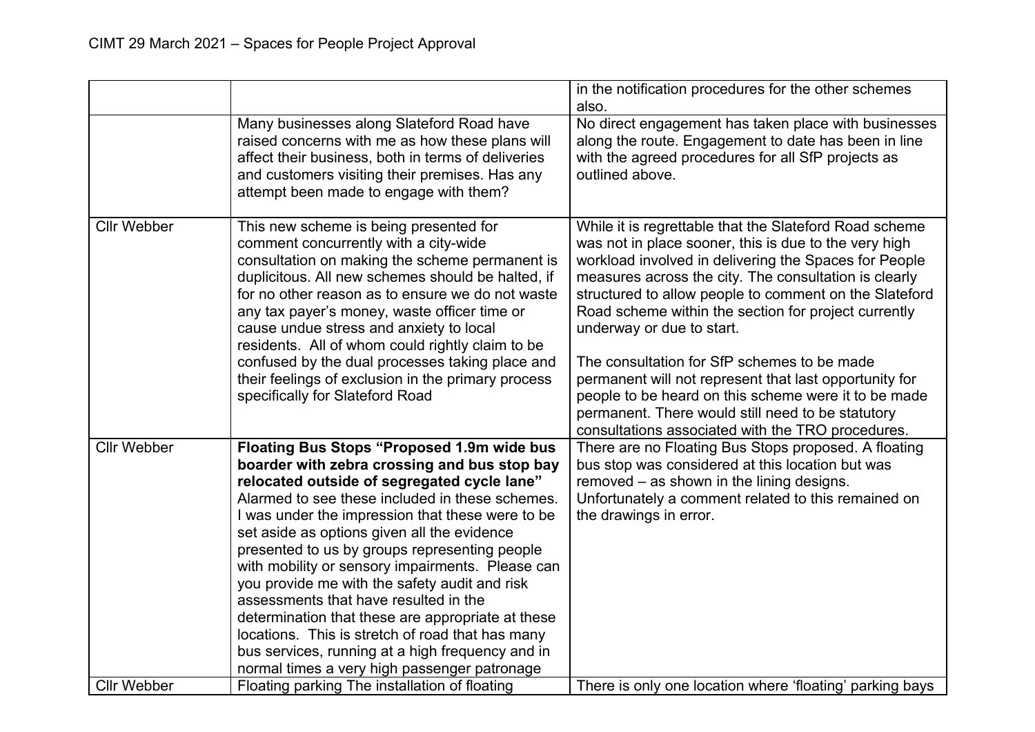| | | |
|---|---|---|
| | | in the notification procedures for the other schemes also. |
| | Many businesses along Slateford Road have raised concerns with me as how these plans will affect their business, both in terms of deliveries and customers visiting their premises. Has any attempt been made to engage with them? | No direct engagement has taken place with businesses along the route. Engagement to date has been in line with the agreed procedures for all SfP projects as outlined above. |
| Cllr Webber | This new scheme is being presented for comment concurrently with a city-wide consultation on making the scheme permanent is duplicitous. All new schemes should be halted, if for no other reason as to ensure we do not waste any tax payer's money, waste officer time or cause undue stress and anxiety to local residents. All of whom could rightly claim to be confused by the dual processes taking place and their feelings of exclusion in the primary process specifically for Slateford Road | While it is regrettable that the Slateford Road scheme was not in place sooner, this is due to the very high workload involved in delivering the Spaces for People measures across the city. The consultation is clearly structured to allow people to comment on the Slateford Road scheme within the section for project currently underway or due to start.<br><br>The consultation for SfP schemes to be made permanent will not represent that last opportunity for people to be heard on this scheme were it to be made permanent. There would still need to be statutory consultations associated with the TRO procedures. |
| Cllr Webber | **Floating Bus Stops "Proposed 1.9m wide bus boarder with zebra crossing and bus stop bay relocated outside of segregated cycle lane"** Alarmed to see these included in these schemes. I was under the impression that these were to be set aside as options given all the evidence presented to us by groups representing people with mobility or sensory impairments. Please can you provide me with the safety audit and risk assessments that have resulted in the determination that these are appropriate at these locations. This is stretch of road that has many bus services, running at a high frequency and in normal times a very high passenger patronage | There are no Floating Bus Stops proposed. A floating bus stop was considered at this location but was removed – as shown in the lining designs. Unfortunately a comment related to this remained on the drawings in error. |
| Cllr Webber | Floating parking The installation of floating | There is only one location where 'floating' parking bays |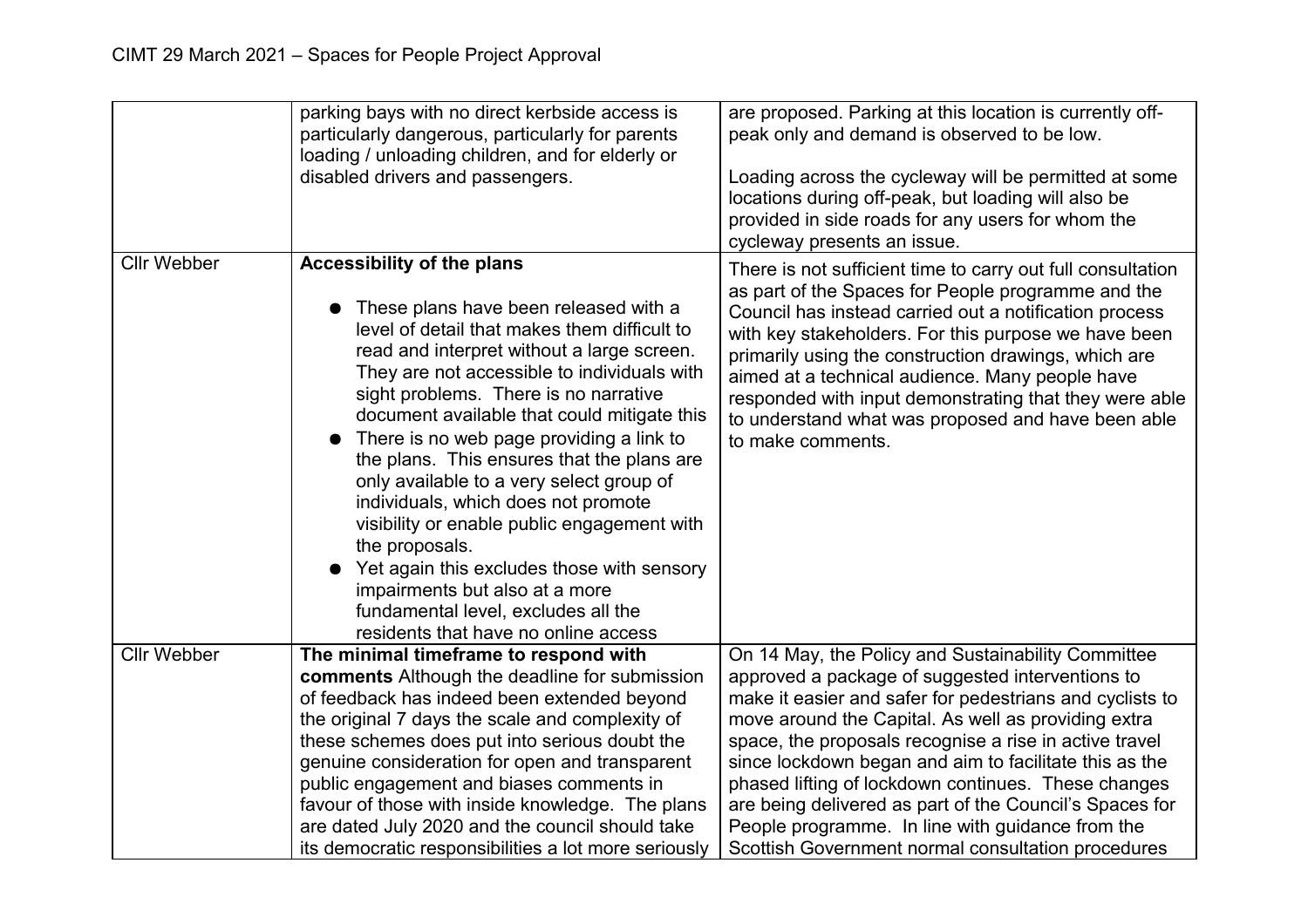| | | |
|---|---|---|
| | parking bays with no direct kerbside access is particularly dangerous, particularly for parents loading / unloading children, and for elderly or disabled drivers and passengers. | are proposed. Parking at this location is currently off-peak only and demand is observed to be low.<br><br>Loading across the cycleway will be permitted at some locations during off-peak, but loading will also be provided in side roads for any users for whom the cycleway presents an issue. |
| Cllr Webber | **Accessibility of the plans**<br><br>● These plans have been released with a level of detail that makes them difficult to read and interpret without a large screen. They are not accessible to individuals with sight problems. There is no narrative document available that could mitigate this<br>● There is no web page providing a link to the plans. This ensures that the plans are only available to a very select group of individuals, which does not promote visibility or enable public engagement with the proposals.<br>● Yet again this excludes those with sensory impairments but also at a more fundamental level, excludes all the residents that have no online access | There is not sufficient time to carry out full consultation as part of the Spaces for People programme and the Council has instead carried out a notification process with key stakeholders. For this purpose we have been primarily using the construction drawings, which are aimed at a technical audience. Many people have responded with input demonstrating that they were able to understand what was proposed and have been able to make comments. |
| Cllr Webber | **The minimal timeframe to respond with comments** Although the deadline for submission of feedback has indeed been extended beyond the original 7 days the scale and complexity of these schemes does put into serious doubt the genuine consideration for open and transparent public engagement and biases comments in favour of those with inside knowledge. The plans are dated July 2020 and the council should take its democratic responsibilities a lot more seriously | On 14 May, the Policy and Sustainability Committee approved a package of suggested interventions to make it easier and safer for pedestrians and cyclists to move around the Capital. As well as providing extra space, the proposals recognise a rise in active travel since lockdown began and aim to facilitate this as the phased lifting of lockdown continues. These changes are being delivered as part of the Council's Spaces for People programme. In line with guidance from the Scottish Government normal consultation procedures |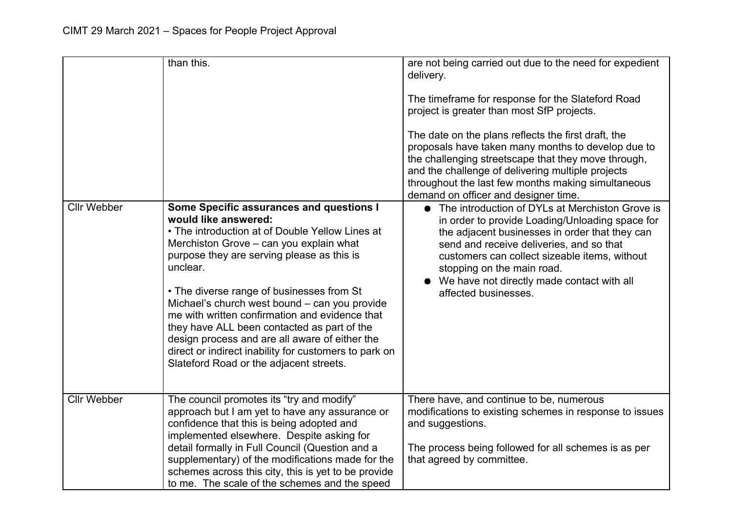| | | |
|---|---|---|
| | than this. | are not being carried out due to the need for expedient delivery.<br><br>The timeframe for response for the Slateford Road project is greater than most SfP projects.<br><br>The date on the plans reflects the first draft, the proposals have taken many months to develop due to the challenging streetscape that they move through, and the challenge of delivering multiple projects throughout the last few months making simultaneous demand on officer and designer time. |
| Cllr Webber | **Some Specific assurances and questions I would like answered:**<br>• The introduction at of Double Yellow Lines at Merchiston Grove – can you explain what purpose they are serving please as this is unclear.<br><br>• The diverse range of businesses from St Michael's church west bound – can you provide me with written confirmation and evidence that they have ALL been contacted as part of the design process and are all aware of either the direct or indirect inability for customers to park on Slateford Road or the adjacent streets. | ● The introduction of DYLs at Merchiston Grove is in order to provide Loading/Unloading space for the adjacent businesses in order that they can send and receive deliveries, and so that customers can collect sizeable items, without stopping on the main road.<br>● We have not directly made contact with all affected businesses. |
| Cllr Webber | The council promotes its "try and modify" approach but I am yet to have any assurance or confidence that this is being adopted and implemented elsewhere. Despite asking for detail formally in Full Council (Question and a supplementary) of the modifications made for the schemes across this city, this is yet to be provide to me. The scale of the schemes and the speed | There have, and continue to be, numerous modifications to existing schemes in response to issues and suggestions.<br><br>The process being followed for all schemes is as per that agreed by committee. |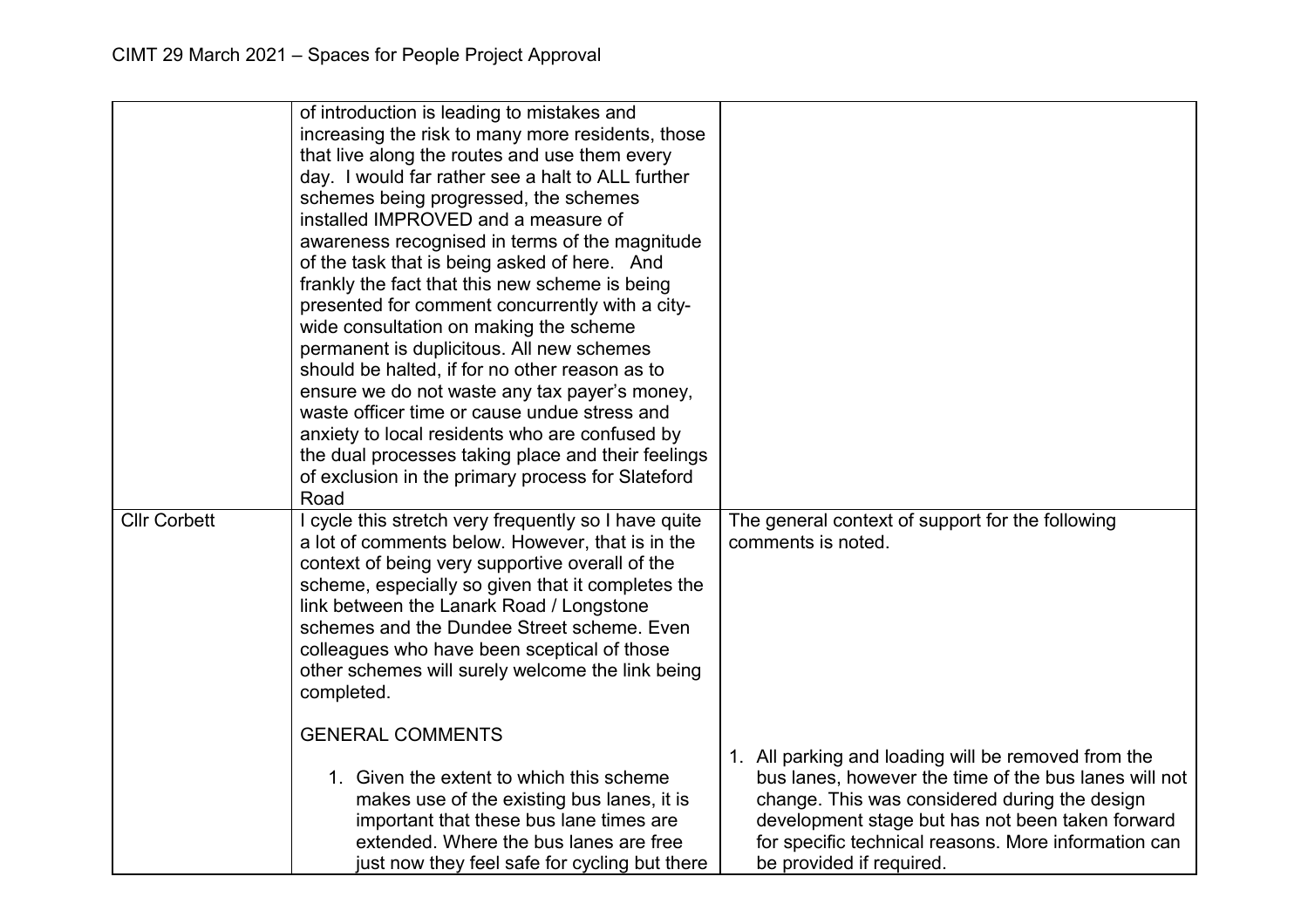| | | |
|---|---|---|
| | of introduction is leading to mistakes and increasing the risk to many more residents, those that live along the routes and use them every day. I would far rather see a halt to ALL further schemes being progressed, the schemes installed IMPROVED and a measure of awareness recognised in terms of the magnitude of the task that is being asked of here. And frankly the fact that this new scheme is being presented for comment concurrently with a city-wide consultation on making the scheme permanent is duplicitous. All new schemes should be halted, if for no other reason as to ensure we do not waste any tax payer's money, waste officer time or cause undue stress and anxiety to local residents who are confused by the dual processes taking place and their feelings of exclusion in the primary process for Slateford Road | |
| Cllr Corbett | I cycle this stretch very frequently so I have quite a lot of comments below. However, that is in the context of being very supportive overall of the scheme, especially so given that it completes the link between the Lanark Road / Longstone schemes and the Dundee Street scheme. Even colleagues who have been sceptical of those other schemes will surely welcome the link being completed.<br><br>GENERAL COMMENTS<br><br>1. Given the extent to which this scheme makes use of the existing bus lanes, it is important that these bus lane times are extended. Where the bus lanes are free just now they feel safe for cycling but there | The general context of support for the following comments is noted.<br><br>1. All parking and loading will be removed from the bus lanes, however the time of the bus lanes will not change. This was considered during the design development stage but has not been taken forward for specific technical reasons. More information can be provided if required. |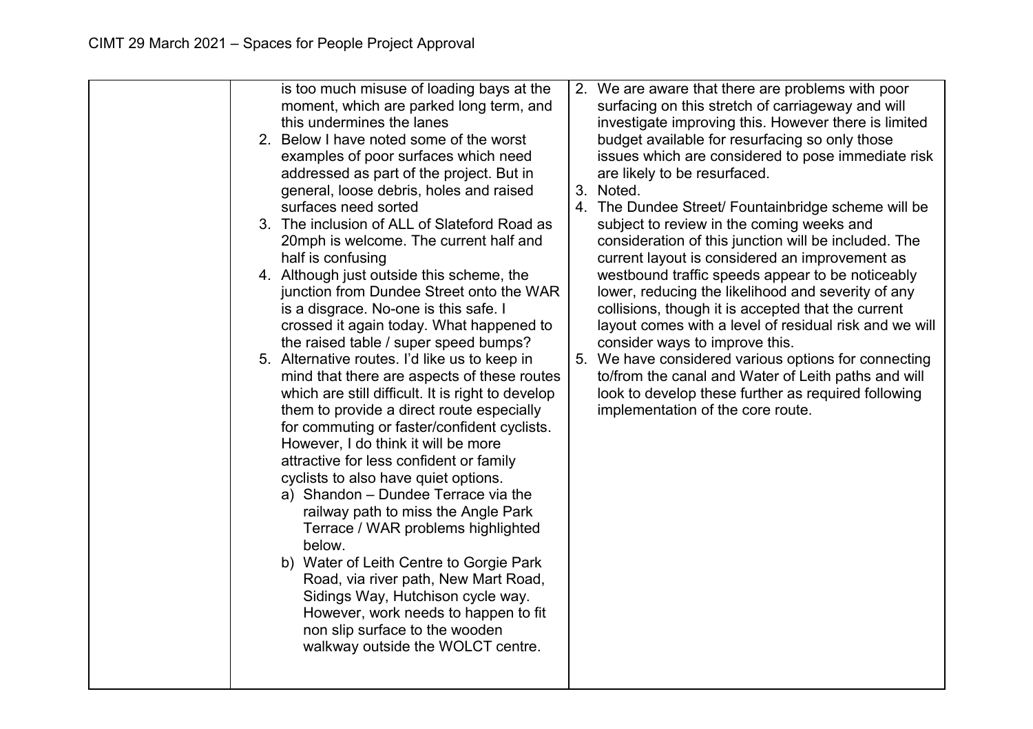| | | |
|---|---|---|
| | is too much misuse of loading bays at the moment, which are parked long term, and this undermines the lanes<br>2. Below I have noted some of the worst examples of poor surfaces which need addressed as part of the project. But in general, loose debris, holes and raised surfaces need sorted<br>3. The inclusion of ALL of Slateford Road as 20mph is welcome. The current half and half is confusing<br>4. Although just outside this scheme, the junction from Dundee Street onto the WAR is a disgrace. No-one is this safe. I crossed it again today. What happened to the raised table / super speed bumps?<br>5. Alternative routes. I'd like us to keep in mind that there are aspects of these routes which are still difficult. It is right to develop them to provide a direct route especially for commuting or faster/confident cyclists. However, I do think it will be more attractive for less confident or family cyclists to also have quiet options.<br>a) Shandon – Dundee Terrace via the railway path to miss the Angle Park Terrace / WAR problems highlighted below.<br>b) Water of Leith Centre to Gorgie Park Road, via river path, New Mart Road, Sidings Way, Hutchison cycle way. However, work needs to happen to fit non slip surface to the wooden walkway outside the WOLCT centre. | 2. We are aware that there are problems with poor surfacing on this stretch of carriageway and will investigate improving this. However there is limited budget available for resurfacing so only those issues which are considered to pose immediate risk are likely to be resurfaced.<br>3. Noted.<br>4. The Dundee Street/ Fountainbridge scheme will be subject to review in the coming weeks and consideration of this junction will be included. The current layout is considered an improvement as westbound traffic speeds appear to be noticeably lower, reducing the likelihood and severity of any collisions, though it is accepted that the current layout comes with a level of residual risk and we will consider ways to improve this.<br>5. We have considered various options for connecting to/from the canal and Water of Leith paths and will look to develop these further as required following implementation of the core route. |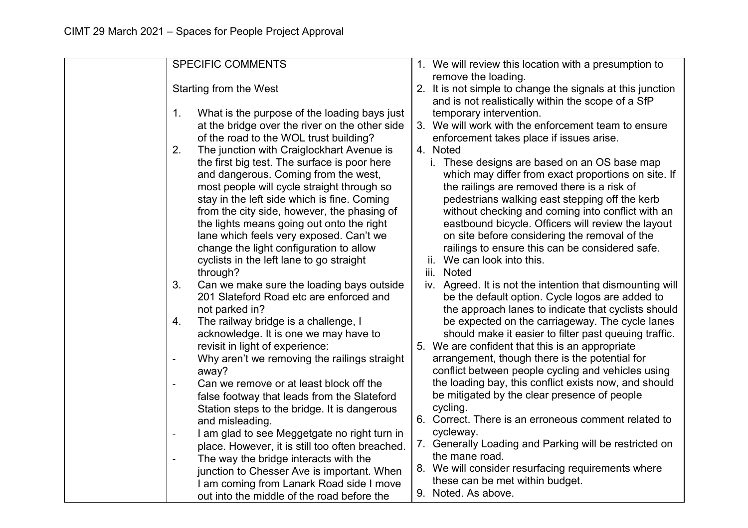| | | |
|---|---|---|
| | SPECIFIC COMMENTS<br><br>Starting from the West<br><br>1. What is the purpose of the loading bays just at the bridge over the river on the other side of the road to the WOL trust building?<br>2. The junction with Craiglockhart Avenue is the first big test. The surface is poor here and dangerous. Coming from the west, most people will cycle straight through so stay in the left side which is fine. Coming from the city side, however, the phasing of the lights means going out onto the right lane which feels very exposed. Can't we change the light configuration to allow cyclists in the left lane to go straight through?<br>3. Can we make sure the loading bays outside 201 Slateford Road etc are enforced and not parked in?<br>4. The railway bridge is a challenge, I acknowledge. It is one we may have to revisit in light of experience:<br>- Why aren't we removing the railings straight away?<br>- Can we remove or at least block off the false footway that leads from the Slateford Station steps to the bridge. It is dangerous and misleading.<br>- I am glad to see Meggetgate no right turn in place. However, it is still too often breached.<br>- The way the bridge interacts with the junction to Chesser Ave is important. When I am coming from Lanark Road side I move out into the middle of the road before the | 1. We will review this location with a presumption to remove the loading.<br>2. It is not simple to change the signals at this junction and is not realistically within the scope of a SfP temporary intervention.<br>3. We will work with the enforcement team to ensure enforcement takes place if issues arise.<br>4. Noted<br>i. These designs are based on an OS base map which may differ from exact proportions on site. If the railings are removed there is a risk of pedestrians walking east stepping off the kerb without checking and coming into conflict with an eastbound bicycle. Officers will review the layout on site before considering the removal of the railings to ensure this can be considered safe.<br>ii. We can look into this.<br>iii. Noted<br>iv. Agreed. It is not the intention that dismounting will be the default option. Cycle logos are added to the approach lanes to indicate that cyclists should be expected on the carriageway. The cycle lanes should make it easier to filter past queuing traffic.<br>5. We are confident that this is an appropriate arrangement, though there is the potential for conflict between people cycling and vehicles using the loading bay, this conflict exists now, and should be mitigated by the clear presence of people cycling.<br>6. Correct. There is an erroneous comment related to cycleway.<br>7. Generally Loading and Parking will be restricted on the mane road.<br>8. We will consider resurfacing requirements where these can be met within budget.<br>9. Noted. As above. |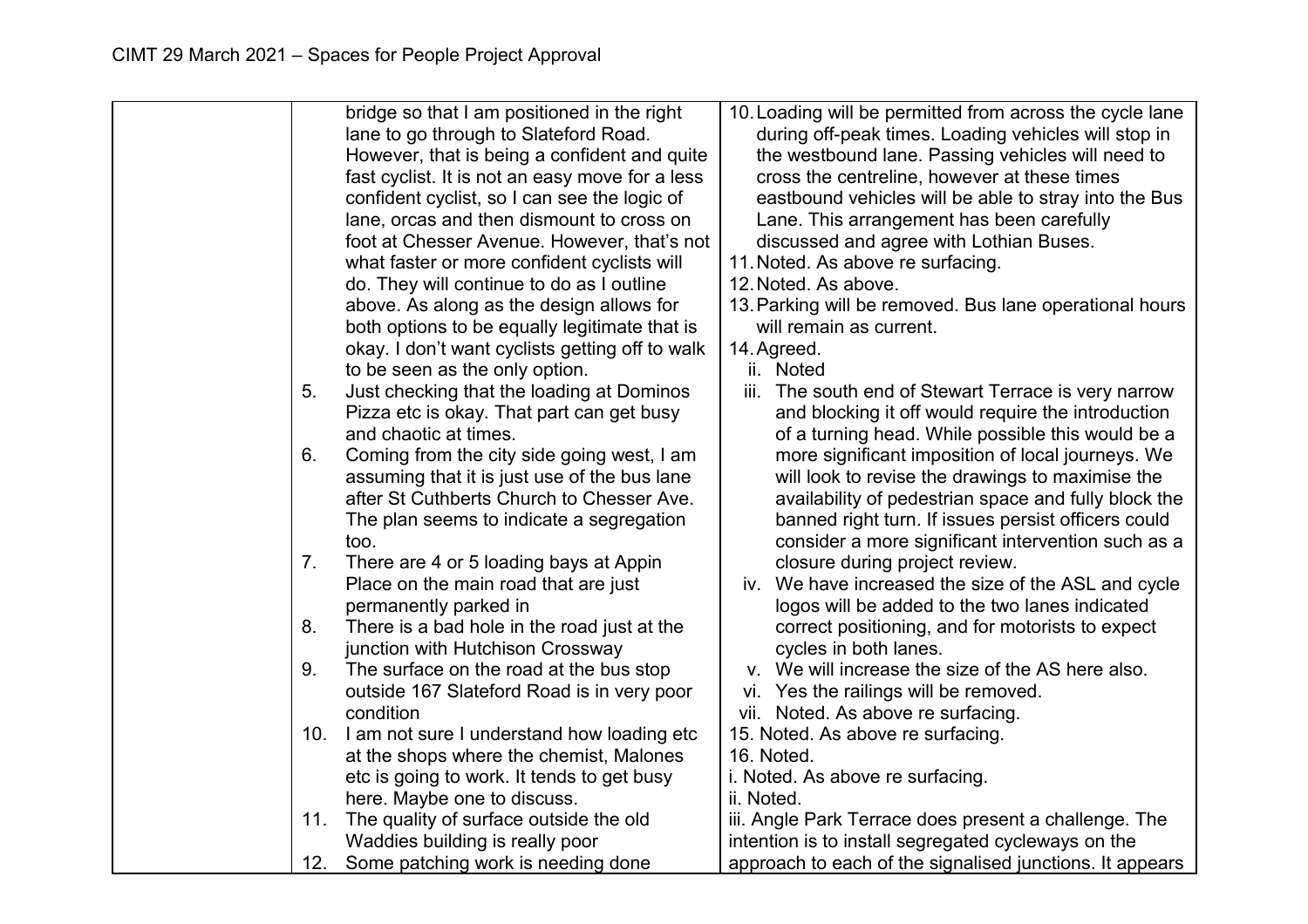| | | |
|---|---|---|
| | bridge so that I am positioned in the right lane to go through to Slateford Road. However, that is being a confident and quite fast cyclist. It is not an easy move for a less confident cyclist, so I can see the logic of lane, orcas and then dismount to cross on foot at Chesser Avenue. However, that's not what faster or more confident cyclists will do. They will continue to do as I outline above. As along as the design allows for both options to be equally legitimate that is okay. I don't want cyclists getting off to walk to be seen as the only option.<br>5. Just checking that the loading at Dominos Pizza etc is okay. That part can get busy and chaotic at times.<br>6. Coming from the city side going west, I am assuming that it is just use of the bus lane after St Cuthberts Church to Chesser Ave. The plan seems to indicate a segregation too.<br>7. There are 4 or 5 loading bays at Appin Place on the main road that are just permanently parked in<br>8. There is a bad hole in the road just at the junction with Hutchison Crossway<br>9. The surface on the road at the bus stop outside 167 Slateford Road is in very poor condition<br>10. I am not sure I understand how loading etc at the shops where the chemist, Malones etc is going to work. It tends to get busy here. Maybe one to discuss.<br>11. The quality of surface outside the old Waddies building is really poor<br>12. Some patching work is needing done | 10. Loading will be permitted from across the cycle lane during off-peak times. Loading vehicles will stop in the westbound lane. Passing vehicles will need to cross the centreline, however at these times eastbound vehicles will be able to stray into the Bus Lane. This arrangement has been carefully discussed and agree with Lothian Buses.<br>11. Noted. As above re surfacing.<br>12. Noted. As above.<br>13. Parking will be removed. Bus lane operational hours will remain as current.<br>14. Agreed.<br>ii. Noted<br>iii. The south end of Stewart Terrace is very narrow and blocking it off would require the introduction of a turning head. While possible this would be a more significant imposition of local journeys. We will look to revise the drawings to maximise the availability of pedestrian space and fully block the banned right turn. If issues persist officers could consider a more significant intervention such as a closure during project review.<br>iv. We have increased the size of the ASL and cycle logos will be added to the two lanes indicated correct positioning, and for motorists to expect cycles in both lanes.<br>v. We will increase the size of the AS here also.<br>vi. Yes the railings will be removed.<br>vii. Noted. As above re surfacing.<br>15. Noted. As above re surfacing.<br>16. Noted.<br>i. Noted. As above re surfacing.<br>ii. Noted.<br>iii. Angle Park Terrace does present a challenge. The intention is to install segregated cycleways on the approach to each of the signalised junctions. It appears |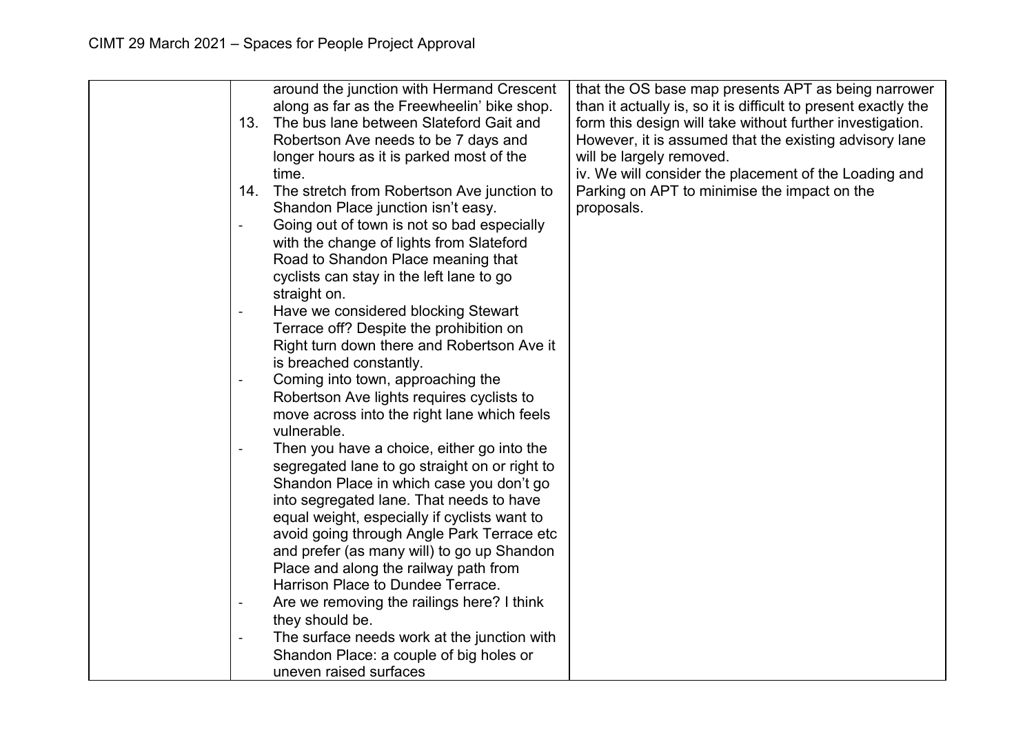| | | |
|---|---|---|
| | around the junction with Hermand Crescent along as far as the Freewheelin' bike shop.<br>13. The bus lane between Slateford Gait and Robertson Ave needs to be 7 days and longer hours as it is parked most of the time.<br>14. The stretch from Robertson Ave junction to Shandon Place junction isn't easy.<br>- Going out of town is not so bad especially with the change of lights from Slateford Road to Shandon Place meaning that cyclists can stay in the left lane to go straight on.<br>- Have we considered blocking Stewart Terrace off? Despite the prohibition on Right turn down there and Robertson Ave it is breached constantly.<br>- Coming into town, approaching the Robertson Ave lights requires cyclists to move across into the right lane which feels vulnerable.<br>- Then you have a choice, either go into the segregated lane to go straight on or right to Shandon Place in which case you don't go into segregated lane. That needs to have equal weight, especially if cyclists want to avoid going through Angle Park Terrace etc and prefer (as many will) to go up Shandon Place and along the railway path from Harrison Place to Dundee Terrace.<br>- Are we removing the railings here? I think they should be.<br>- The surface needs work at the junction with Shandon Place: a couple of big holes or uneven raised surfaces | that the OS base map presents APT as being narrower than it actually is, so it is difficult to present exactly the form this design will take without further investigation. However, it is assumed that the existing advisory lane will be largely removed.<br>iv. We will consider the placement of the Loading and Parking on APT to minimise the impact on the proposals. |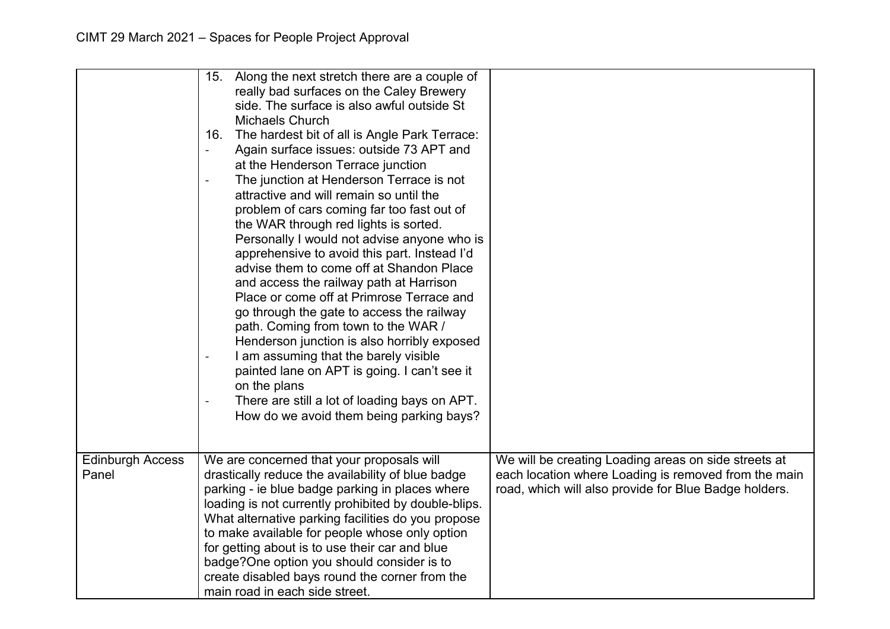| | | |
|---|---|---|
| | 15. Along the next stretch there are a couple of really bad surfaces on the Caley Brewery side. The surface is also awful outside St Michaels Church<br>16. The hardest bit of all is Angle Park Terrace:<br>- Again surface issues: outside 73 APT and at the Henderson Terrace junction<br>- The junction at Henderson Terrace is not attractive and will remain so until the problem of cars coming far too fast out of the WAR through red lights is sorted. Personally I would not advise anyone who is apprehensive to avoid this part. Instead I'd advise them to come off at Shandon Place and access the railway path at Harrison Place or come off at Primrose Terrace and go through the gate to access the railway path. Coming from town to the WAR / Henderson junction is also horribly exposed<br>- I am assuming that the barely visible painted lane on APT is going. I can't see it on the plans<br>- There are still a lot of loading bays on APT. How do we avoid them being parking bays? | |
| Edinburgh Access Panel | We are concerned that your proposals will drastically reduce the availability of blue badge parking - ie blue badge parking in places where loading is not currently prohibited by double-blips. What alternative parking facilities do you propose to make available for people whose only option for getting about is to use their car and blue badge?One option you should consider is to create disabled bays round the corner from the main road in each side street. | We will be creating Loading areas on side streets at each location where Loading is removed from the main road, which will also provide for Blue Badge holders. |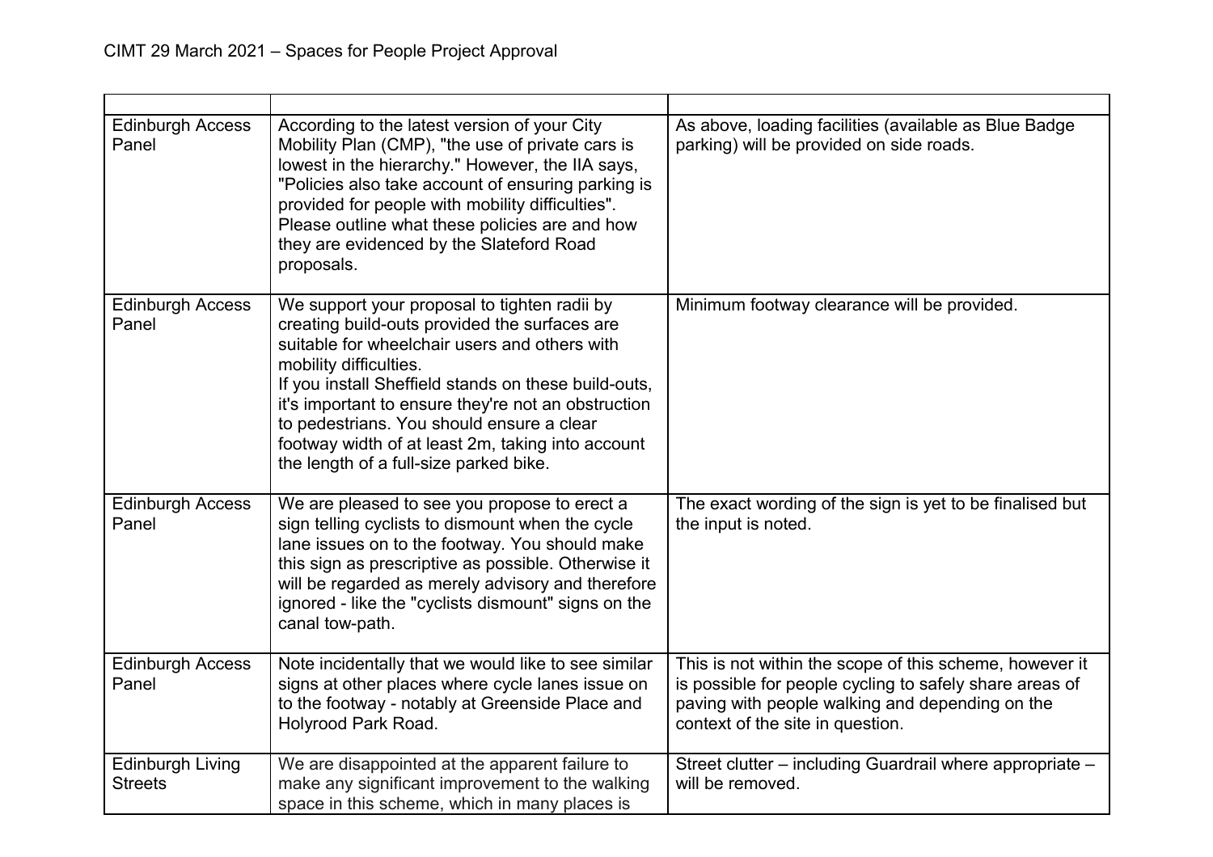| | | |
|---|---|---|
| Edinburgh Access Panel | According to the latest version of your City Mobility Plan (CMP), "the use of private cars is lowest in the hierarchy." However, the IIA says, "Policies also take account of ensuring parking is provided for people with mobility difficulties". Please outline what these policies are and how they are evidenced by the Slateford Road proposals. | As above, loading facilities (available as Blue Badge parking) will be provided on side roads. |
| Edinburgh Access Panel | We support your proposal to tighten radii by creating build-outs provided the surfaces are suitable for wheelchair users and others with mobility difficulties.<br>If you install Sheffield stands on these build-outs, it's important to ensure they're not an obstruction to pedestrians. You should ensure a clear footway width of at least 2m, taking into account the length of a full-size parked bike. | Minimum footway clearance will be provided. |
| Edinburgh Access Panel | We are pleased to see you propose to erect a sign telling cyclists to dismount when the cycle lane issues on to the footway. You should make this sign as prescriptive as possible. Otherwise it will be regarded as merely advisory and therefore ignored - like the "cyclists dismount" signs on the canal tow-path. | The exact wording of the sign is yet to be finalised but the input is noted. |
| Edinburgh Access Panel | Note incidentally that we would like to see similar signs at other places where cycle lanes issue on to the footway - notably at Greenside Place and Holyrood Park Road. | This is not within the scope of this scheme, however it is possible for people cycling to safely share areas of paving with people walking and depending on the context of the site in question. |
| Edinburgh Living Streets | We are disappointed at the apparent failure to make any significant improvement to the walking space in this scheme, which in many places is | Street clutter – including Guardrail where appropriate – will be removed. |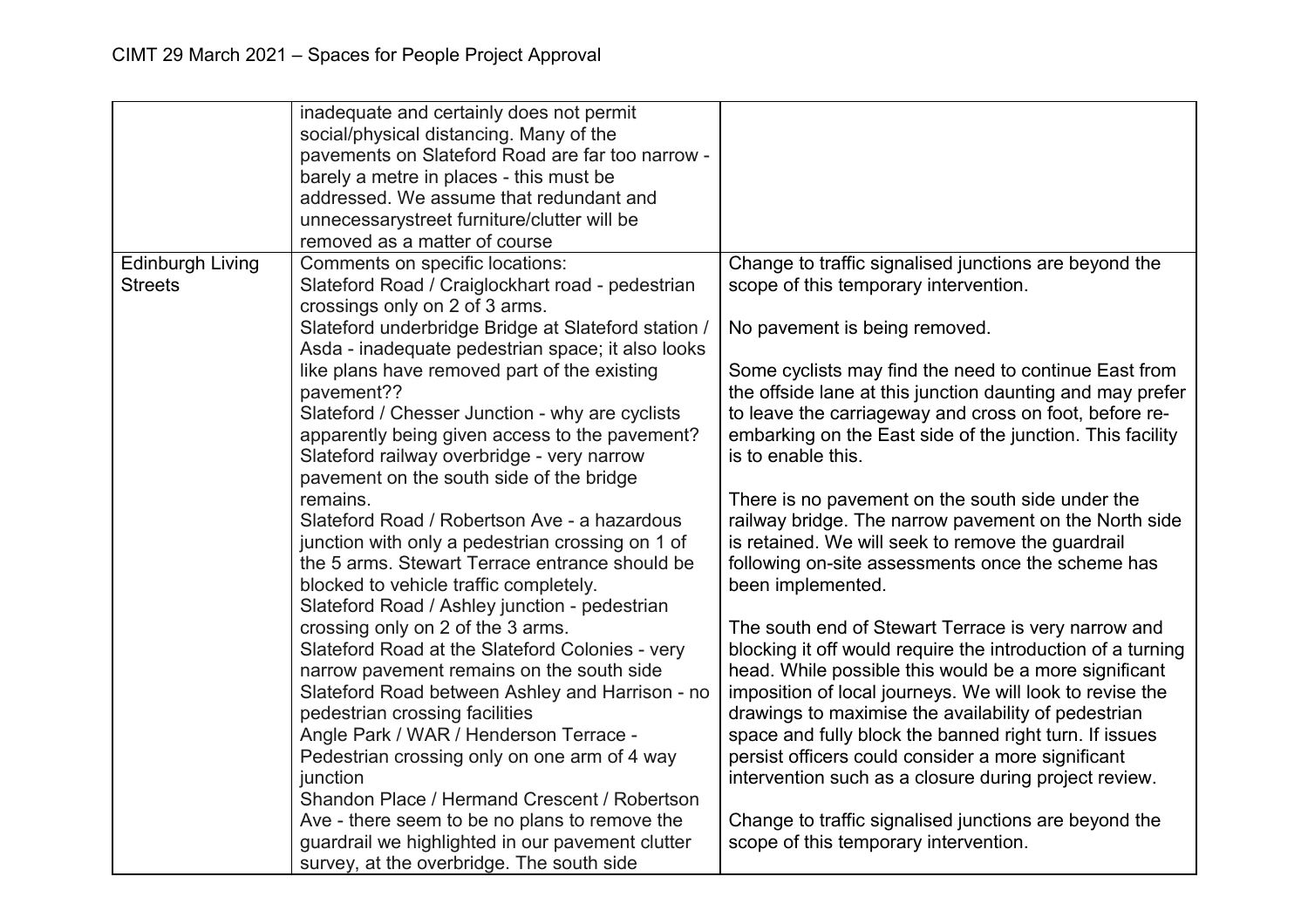| | | |
|---|---|---|
| | inadequate and certainly does not permit social/physical distancing. Many of the pavements on Slateford Road are far too narrow - barely a metre in places - this must be addressed. We assume that redundant and unnecessarystreet furniture/clutter will be removed as a matter of course | |
| Edinburgh Living Streets | Comments on specific locations:<br>Slateford Road / Craiglockhart road - pedestrian crossings only on 2 of 3 arms.<br>Slateford underbridge Bridge at Slateford station / Asda - inadequate pedestrian space; it also looks like plans have removed part of the existing pavement??<br>Slateford / Chesser Junction - why are cyclists apparently being given access to the pavement?<br>Slateford railway overbridge - very narrow pavement on the south side of the bridge remains.<br>Slateford Road / Robertson Ave - a hazardous junction with only a pedestrian crossing on 1 of the 5 arms. Stewart Terrace entrance should be blocked to vehicle traffic completely.<br>Slateford Road / Ashley junction - pedestrian crossing only on 2 of the 3 arms.<br>Slateford Road at the Slateford Colonies - very narrow pavement remains on the south side<br>Slateford Road between Ashley and Harrison - no pedestrian crossing facilities<br>Angle Park / WAR / Henderson Terrace - Pedestrian crossing only on one arm of 4 way junction<br>Shandon Place / Hermand Crescent / Robertson Ave - there seem to be no plans to remove the guardrail we highlighted in our pavement clutter survey, at the overbridge. The south side | Change to traffic signalised junctions are beyond the scope of this temporary intervention.<br><br>No pavement is being removed.<br><br>Some cyclists may find the need to continue East from the offside lane at this junction daunting and may prefer to leave the carriageway and cross on foot, before re-embarking on the East side of the junction. This facility is to enable this.<br><br>There is no pavement on the south side under the railway bridge. The narrow pavement on the North side is retained. We will seek to remove the guardrail following on-site assessments once the scheme has been implemented.<br><br>The south end of Stewart Terrace is very narrow and blocking it off would require the introduction of a turning head. While possible this would be a more significant imposition of local journeys. We will look to revise the drawings to maximise the availability of pedestrian space and fully block the banned right turn. If issues persist officers could consider a more significant intervention such as a closure during project review.<br><br>Change to traffic signalised junctions are beyond the scope of this temporary intervention. |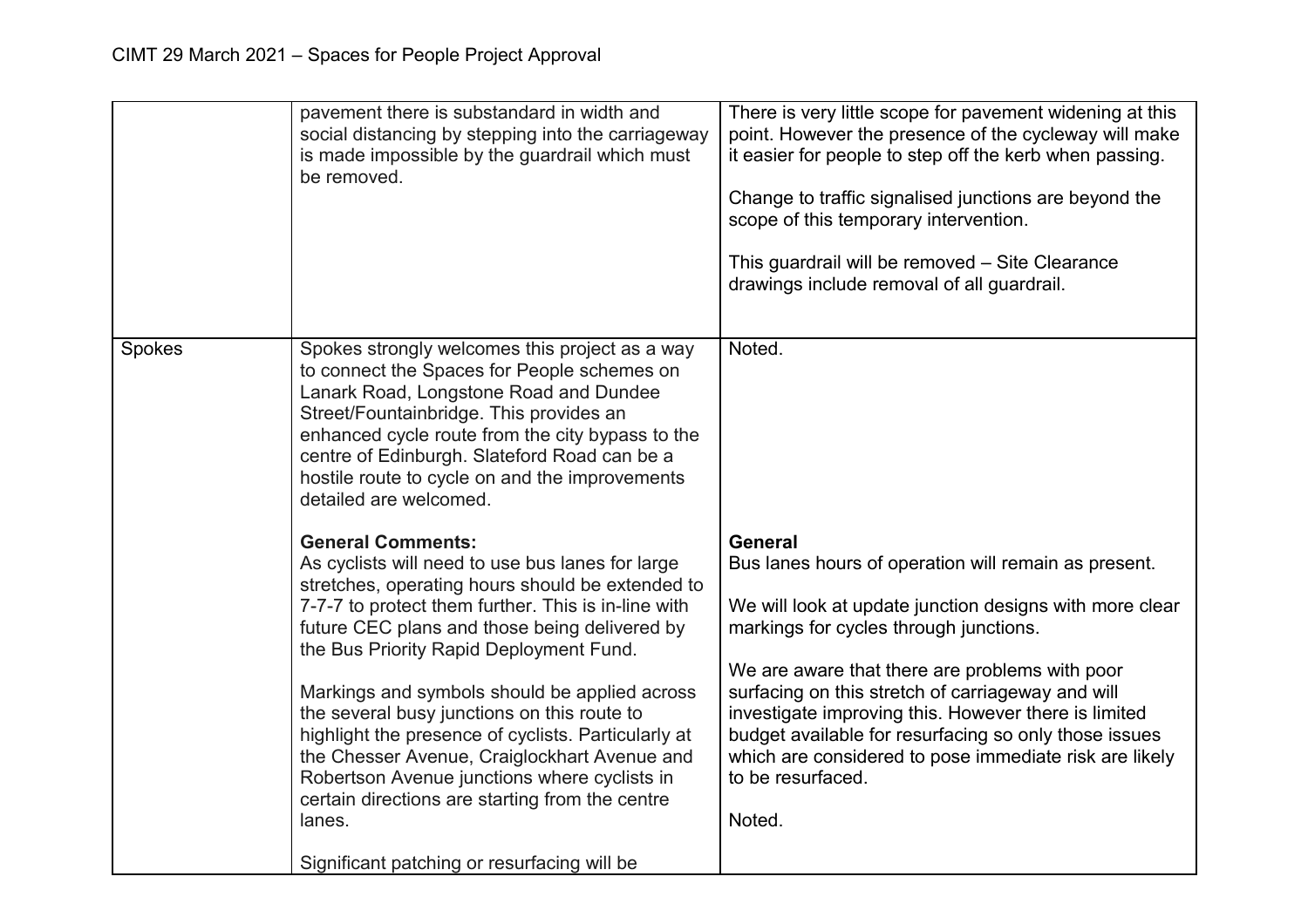| | | |
|---|---|---|
| | pavement there is substandard in width and social distancing by stepping into the carriageway is made impossible by the guardrail which must be removed. | There is very little scope for pavement widening at this point. However the presence of the cycleway will make it easier for people to step off the kerb when passing.<br><br>Change to traffic signalised junctions are beyond the scope of this temporary intervention.<br><br>This guardrail will be removed – Site Clearance drawings include removal of all guardrail. |
| Spokes | Spokes strongly welcomes this project as a way to connect the Spaces for People schemes on Lanark Road, Longstone Road and Dundee Street/Fountainbridge. This provides an enhanced cycle route from the city bypass to the centre of Edinburgh. Slateford Road can be a hostile route to cycle on and the improvements detailed are welcomed.<br><br>**General Comments:**<br>As cyclists will need to use bus lanes for large stretches, operating hours should be extended to 7-7-7 to protect them further. This is in-line with future CEC plans and those being delivered by the Bus Priority Rapid Deployment Fund.<br><br>Markings and symbols should be applied across the several busy junctions on this route to highlight the presence of cyclists. Particularly at the Chesser Avenue, Craiglockhart Avenue and Robertson Avenue junctions where cyclists in certain directions are starting from the centre lanes.<br><br>Significant patching or resurfacing will be | Noted.<br><br>**General**<br>Bus lanes hours of operation will remain as present.<br><br>We will look at update junction designs with more clear markings for cycles through junctions.<br><br>We are aware that there are problems with poor surfacing on this stretch of carriageway and will investigate improving this. However there is limited budget available for resurfacing so only those issues which are considered to pose immediate risk are likely to be resurfaced.<br><br>Noted. |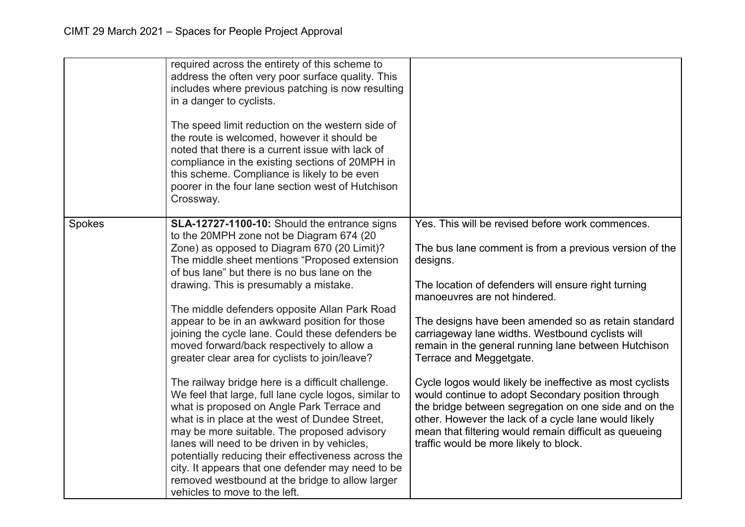| | | |
|---|---|---|
| | required across the entirety of this scheme to address the often very poor surface quality. This includes where previous patching is now resulting in a danger to cyclists.<br><br>The speed limit reduction on the western side of the route is welcomed, however it should be noted that there is a current issue with lack of compliance in the existing sections of 20MPH in this scheme. Compliance is likely to be even poorer in the four lane section west of Hutchison Crossway. | |
| Spokes | **SLA-12727-1100-10:** Should the entrance signs to the 20MPH zone not be Diagram 674 (20 Zone) as opposed to Diagram 670 (20 Limit)? The middle sheet mentions "Proposed extension of bus lane" but there is no bus lane on the drawing. This is presumably a mistake.<br><br>The middle defenders opposite Allan Park Road appear to be in an awkward position for those joining the cycle lane. Could these defenders be moved forward/back respectively to allow a greater clear area for cyclists to join/leave?<br><br>The railway bridge here is a difficult challenge. We feel that large, full lane cycle logos, similar to what is proposed on Angle Park Terrace and what is in place at the west of Dundee Street, may be more suitable. The proposed advisory lanes will need to be driven in by vehicles, potentially reducing their effectiveness across the city. It appears that one defender may need to be removed westbound at the bridge to allow larger vehicles to move to the left. | Yes. This will be revised before work commences.<br><br>The bus lane comment is from a previous version of the designs.<br><br>The location of defenders will ensure right turning manoeuvres are not hindered.<br><br>The designs have been amended so as retain standard carriageway lane widths. Westbound cyclists will remain in the general running lane between Hutchison Terrace and Meggetgate.<br><br>Cycle logos would likely be ineffective as most cyclists would continue to adopt Secondary position through the bridge between segregation on one side and on the other. However the lack of a cycle lane would likely mean that filtering would remain difficult as queueing traffic would be more likely to block. |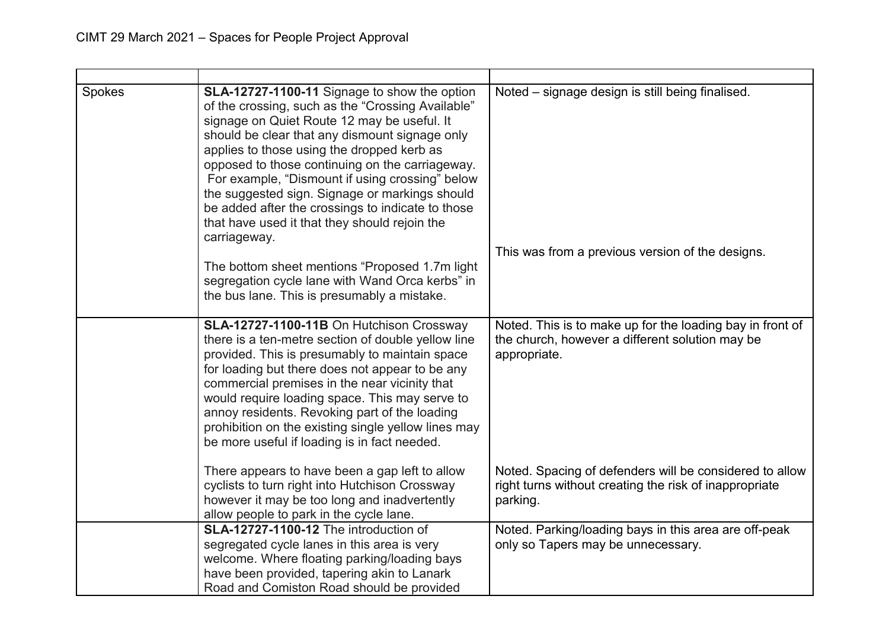| | | |
|---|---|---|
| Spokes | **SLA-12727-1100-11** Signage to show the option of the crossing, such as the "Crossing Available" signage on Quiet Route 12 may be useful. It should be clear that any dismount signage only applies to those using the dropped kerb as opposed to those continuing on the carriageway. For example, "Dismount if using crossing" below the suggested sign. Signage or markings should be added after the crossings to indicate to those that have used it that they should rejoin the carriageway.<br><br>The bottom sheet mentions "Proposed 1.7m light segregation cycle lane with Wand Orca kerbs" in the bus lane. This is presumably a mistake. | Noted – signage design is still being finalised.<br><br>This was from a previous version of the designs. |
| | **SLA-12727-1100-11B** On Hutchison Crossway there is a ten-metre section of double yellow line provided. This is presumably to maintain space for loading but there does not appear to be any commercial premises in the near vicinity that would require loading space. This may serve to annoy residents. Revoking part of the loading prohibition on the existing single yellow lines may be more useful if loading is in fact needed.<br><br>There appears to have been a gap left to allow cyclists to turn right into Hutchison Crossway however it may be too long and inadvertently allow people to park in the cycle lane. | Noted. This is to make up for the loading bay in front of the church, however a different solution may be appropriate.<br><br>Noted. Spacing of defenders will be considered to allow right turns without creating the risk of inappropriate parking. |
| | **SLA-12727-1100-12** The introduction of segregated cycle lanes in this area is very welcome. Where floating parking/loading bays have been provided, tapering akin to Lanark Road and Comiston Road should be provided | Noted. Parking/loading bays in this area are off-peak only so Tapers may be unnecessary. |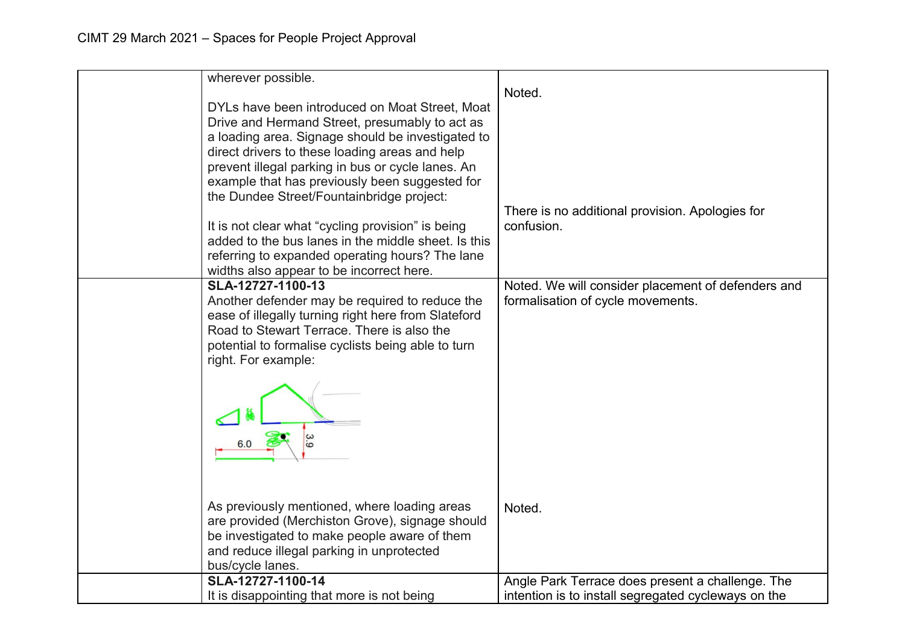| | | |
|---|---|---|
| | wherever possible.<br><br>DYLs have been introduced on Moat Street, Moat Drive and Hermand Street, presumably to act as a loading area. Signage should be investigated to direct drivers to these loading areas and help prevent illegal parking in bus or cycle lanes. An example that has previously been suggested for the Dundee Street/Fountainbridge project:<br><br>It is not clear what "cycling provision" is being added to the bus lanes in the middle sheet. Is this referring to expanded operating hours? The lane widths also appear to be incorrect here. | Noted.<br><br>There is no additional provision. Apologies for confusion. |
| | **SLA-12727-1100-13**<br>Another defender may be required to reduce the ease of illegally turning right here from Slateford Road to Stewart Terrace. There is also the potential to formalise cyclists being able to turn right. For example:<br><br>6.0 3.9<br><br>As previously mentioned, where loading areas are provided (Merchiston Grove), signage should be investigated to make people aware of them and reduce illegal parking in unprotected bus/cycle lanes. | Noted. We will consider placement of defenders and formalisation of cycle movements.<br><br>Noted. |
| | **SLA-12727-1100-14**<br>It is disappointing that more is not being | Angle Park Terrace does present a challenge. The intention is to install segregated cycleways on the |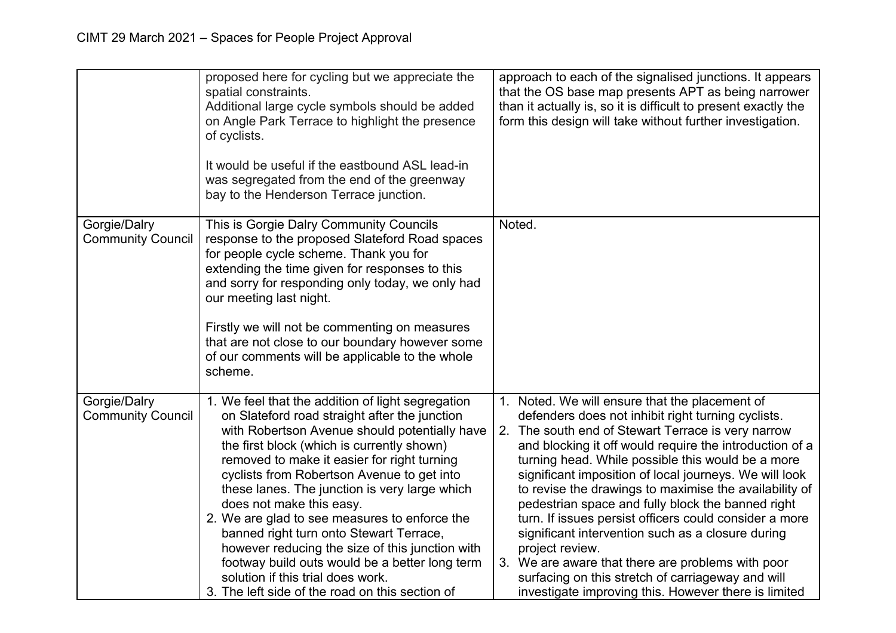| | | |
|---|---|---|
| | proposed here for cycling but we appreciate the spatial constraints.<br>Additional large cycle symbols should be added on Angle Park Terrace to highlight the presence of cyclists.<br><br>It would be useful if the eastbound ASL lead-in was segregated from the end of the greenway bay to the Henderson Terrace junction. | approach to each of the signalised junctions. It appears that the OS base map presents APT as being narrower than it actually is, so it is difficult to present exactly the form this design will take without further investigation. |
| Gorgie/Dalry Community Council | This is Gorgie Dalry Community Councils response to the proposed Slateford Road spaces for people cycle scheme. Thank you for extending the time given for responses to this and sorry for responding only today, we only had our meeting last night.<br><br>Firstly we will not be commenting on measures that are not close to our boundary however some of our comments will be applicable to the whole scheme. | Noted. |
| Gorgie/Dalry Community Council | 1. We feel that the addition of light segregation on Slateford road straight after the junction with Robertson Avenue should potentially have the first block (which is currently shown) removed to make it easier for right turning cyclists from Robertson Avenue to get into these lanes. The junction is very large which does not make this easy.<br>2. We are glad to see measures to enforce the banned right turn onto Stewart Terrace, however reducing the size of this junction with footway build outs would be a better long term solution if this trial does work.<br>3. The left side of the road on this section of | 1. Noted. We will ensure that the placement of defenders does not inhibit right turning cyclists.<br>2. The south end of Stewart Terrace is very narrow and blocking it off would require the introduction of a turning head. While possible this would be a more significant imposition of local journeys. We will look to revise the drawings to maximise the availability of pedestrian space and fully block the banned right turn. If issues persist officers could consider a more significant intervention such as a closure during project review.<br>3. We are aware that there are problems with poor surfacing on this stretch of carriageway and will investigate improving this. However there is limited |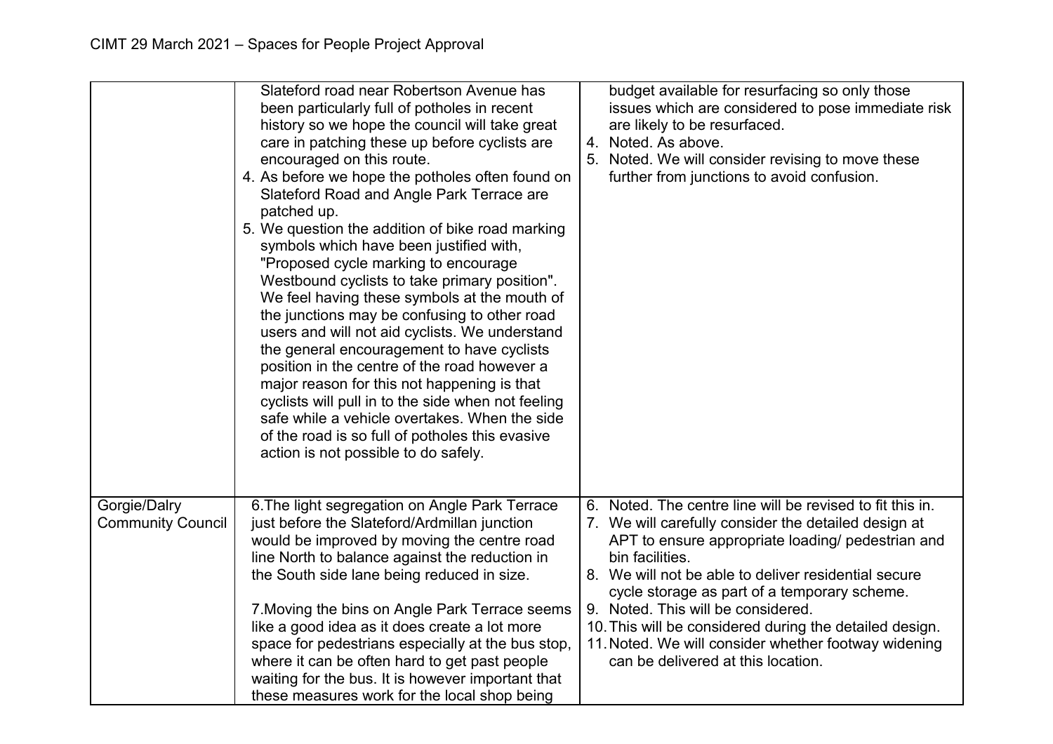| | | |
|---|---|---|
| | Slateford road near Robertson Avenue has been particularly full of potholes in recent history so we hope the council will take great care in patching these up before cyclists are encouraged on this route.<br>4. As before we hope the potholes often found on Slateford Road and Angle Park Terrace are patched up.<br>5. We question the addition of bike road marking symbols which have been justified with, "Proposed cycle marking to encourage Westbound cyclists to take primary position". We feel having these symbols at the mouth of the junctions may be confusing to other road users and will not aid cyclists. We understand the general encouragement to have cyclists position in the centre of the road however a major reason for this not happening is that cyclists will pull in to the side when not feeling safe while a vehicle overtakes. When the side of the road is so full of potholes this evasive action is not possible to do safely. | budget available for resurfacing so only those issues which are considered to pose immediate risk are likely to be resurfaced.<br>4. Noted. As above.<br>5. Noted. We will consider revising to move these further from junctions to avoid confusion. |
| Gorgie/Dalry Community Council | 6.The light segregation on Angle Park Terrace just before the Slateford/Ardmillan junction would be improved by moving the centre road line North to balance against the reduction in the South side lane being reduced in size.<br><br>7.Moving the bins on Angle Park Terrace seems like a good idea as it does create a lot more space for pedestrians especially at the bus stop, where it can be often hard to get past people waiting for the bus. It is however important that these measures work for the local shop being | 6. Noted. The centre line will be revised to fit this in.<br>7. We will carefully consider the detailed design at APT to ensure appropriate loading/ pedestrian and bin facilities.<br>8. We will not be able to deliver residential secure cycle storage as part of a temporary scheme.<br>9. Noted. This will be considered.<br>10. This will be considered during the detailed design.<br>11. Noted. We will consider whether footway widening can be delivered at this location. |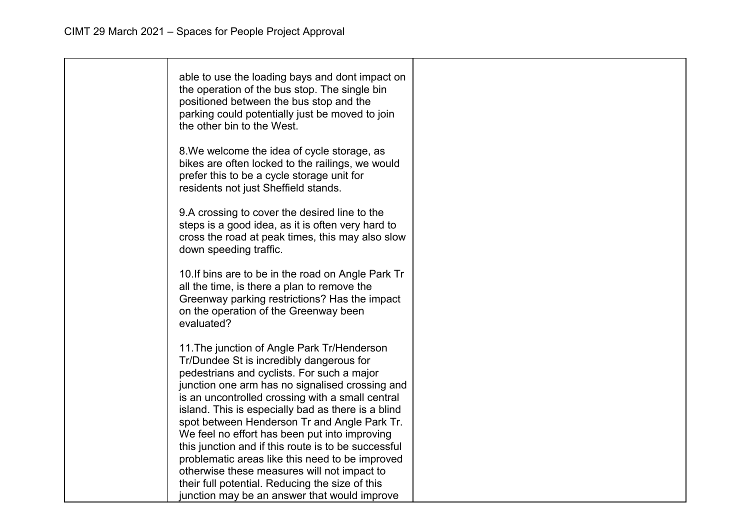| | | |
|---|---|---|
| | able to use the loading bays and dont impact on the operation of the bus stop. The single bin positioned between the bus stop and the parking could potentially just be moved to join the other bin to the West.<br><br>8.We welcome the idea of cycle storage, as bikes are often locked to the railings, we would prefer this to be a cycle storage unit for residents not just Sheffield stands.<br><br>9.A crossing to cover the desired line to the steps is a good idea, as it is often very hard to cross the road at peak times, this may also slow down speeding traffic.<br><br>10.If bins are to be in the road on Angle Park Tr all the time, is there a plan to remove the Greenway parking restrictions? Has the impact on the operation of the Greenway been evaluated?<br><br>11.The junction of Angle Park Tr/Henderson Tr/Dundee St is incredibly dangerous for pedestrians and cyclists. For such a major junction one arm has no signalised crossing and is an uncontrolled crossing with a small central island. This is especially bad as there is a blind spot between Henderson Tr and Angle Park Tr. We feel no effort has been put into improving this junction and if this route is to be successful problematic areas like this need to be improved otherwise these measures will not impact to their full potential. Reducing the size of this junction may be an answer that would improve | |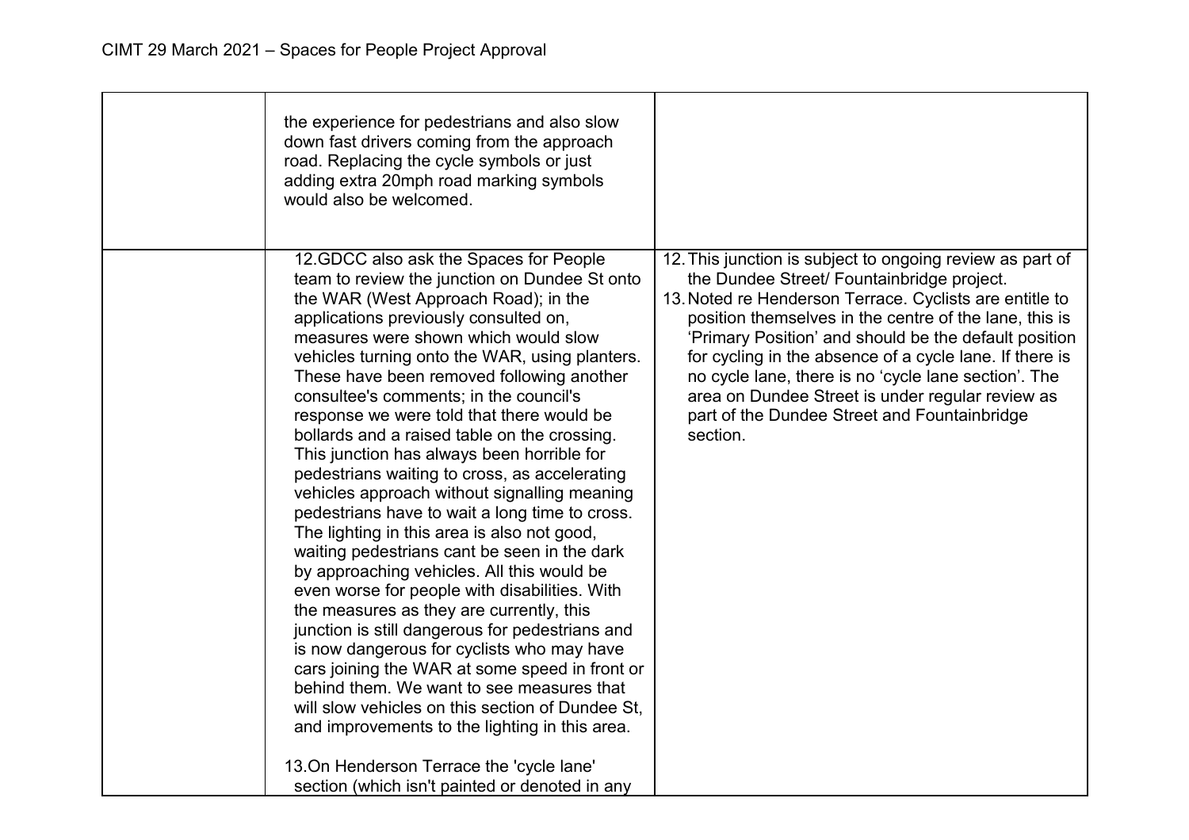| | | |
|---|---|---|
| | the experience for pedestrians and also slow down fast drivers coming from the approach road. Replacing the cycle symbols or just adding extra 20mph road marking symbols would also be welcomed. | |
| | 12.GDCC also ask the Spaces for People team to review the junction on Dundee St onto the WAR (West Approach Road); in the applications previously consulted on, measures were shown which would slow vehicles turning onto the WAR, using planters. These have been removed following another consultee's comments; in the council's response we were told that there would be bollards and a raised table on the crossing. This junction has always been horrible for pedestrians waiting to cross, as accelerating vehicles approach without signalling meaning pedestrians have to wait a long time to cross. The lighting in this area is also not good, waiting pedestrians cant be seen in the dark by approaching vehicles. All this would be even worse for people with disabilities. With the measures as they are currently, this junction is still dangerous for pedestrians and is now dangerous for cyclists who may have cars joining the WAR at some speed in front or behind them. We want to see measures that will slow vehicles on this section of Dundee St, and improvements to the lighting in this area.<br><br>13.On Henderson Terrace the 'cycle lane' section (which isn't painted or denoted in any | 12. This junction is subject to ongoing review as part of the Dundee Street/ Fountainbridge project.<br>13. Noted re Henderson Terrace. Cyclists are entitle to position themselves in the centre of the lane, this is 'Primary Position' and should be the default position for cycling in the absence of a cycle lane. If there is no cycle lane, there is no 'cycle lane section'. The area on Dundee Street is under regular review as part of the Dundee Street and Fountainbridge section. |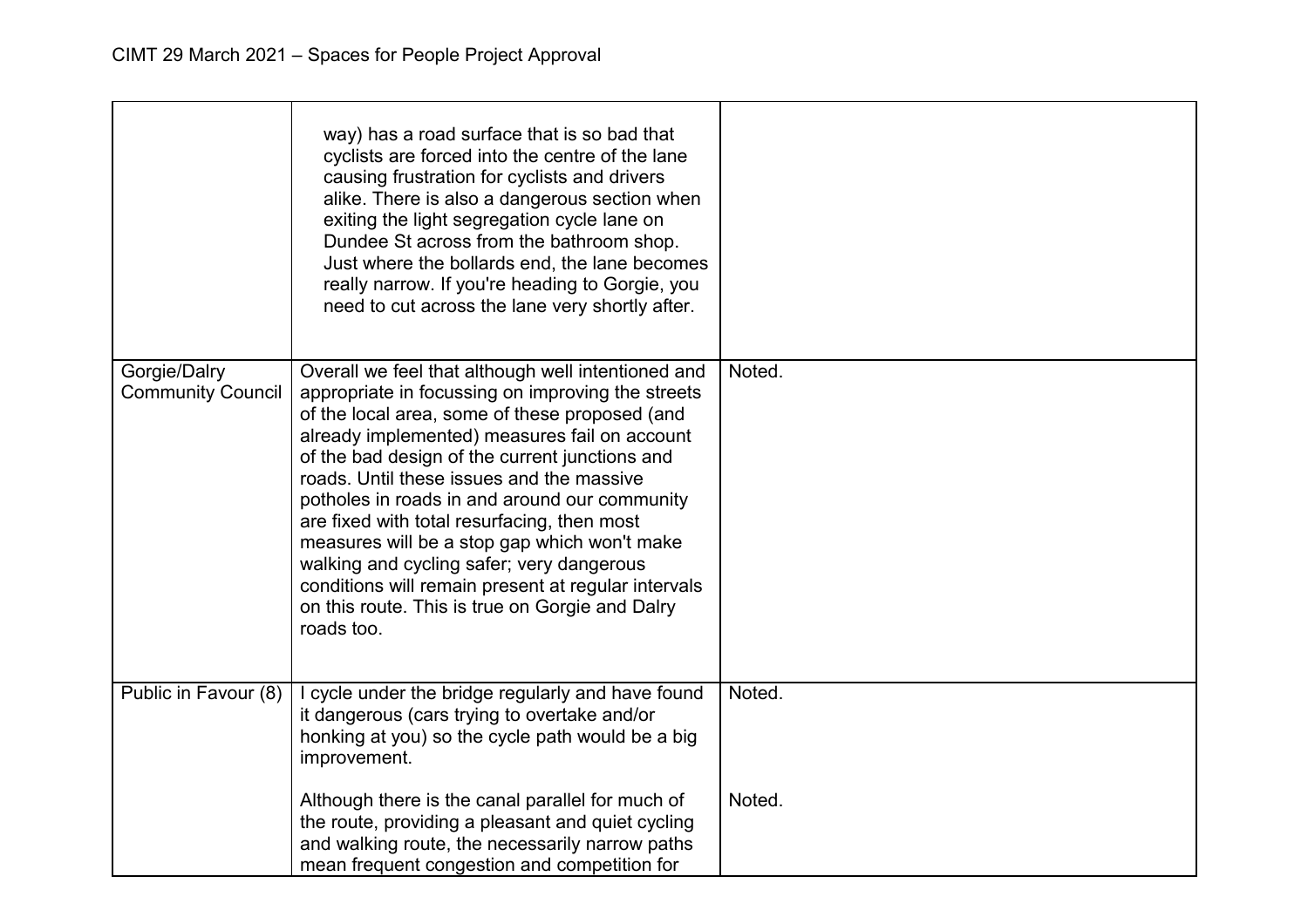| | | |
|---|---|---|
| | way) has a road surface that is so bad that cyclists are forced into the centre of the lane causing frustration for cyclists and drivers alike. There is also a dangerous section when exiting the light segregation cycle lane on Dundee St across from the bathroom shop. Just where the bollards end, the lane becomes really narrow. If you're heading to Gorgie, you need to cut across the lane very shortly after. | |
| Gorgie/Dalry Community Council | Overall we feel that although well intentioned and appropriate in focussing on improving the streets of the local area, some of these proposed (and already implemented) measures fail on account of the bad design of the current junctions and roads. Until these issues and the massive potholes in roads in and around our community are fixed with total resurfacing, then most measures will be a stop gap which won't make walking and cycling safer; very dangerous conditions will remain present at regular intervals on this route. This is true on Gorgie and Dalry roads too. | Noted. |
| Public in Favour (8) | I cycle under the bridge regularly and have found it dangerous (cars trying to overtake and/or honking at you) so the cycle path would be a big improvement.<br><br>Although there is the canal parallel for much of the route, providing a pleasant and quiet cycling and walking route, the necessarily narrow paths mean frequent congestion and competition for | Noted.<br><br>Noted. |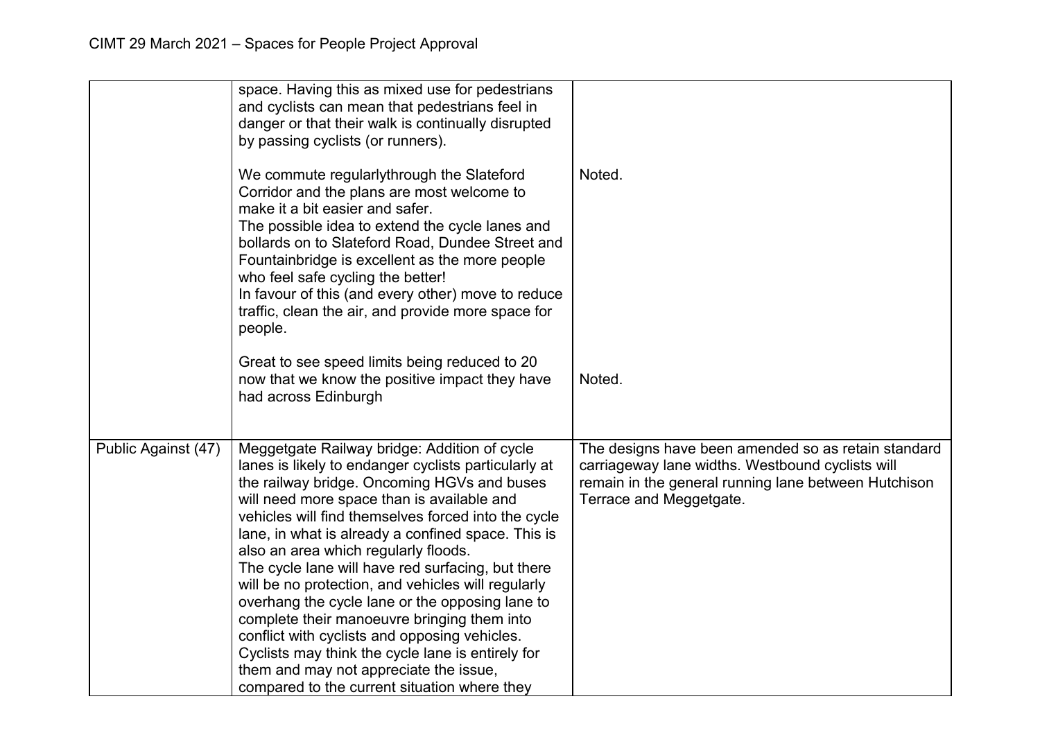| | | |
|---|---|---|
| | space. Having this as mixed use for pedestrians and cyclists can mean that pedestrians feel in danger or that their walk is continually disrupted by passing cyclists (or runners).<br><br>We commute regularlythrough the Slateford Corridor and the plans are most welcome to make it a bit easier and safer.<br>The possible idea to extend the cycle lanes and bollards on to Slateford Road, Dundee Street and Fountainbridge is excellent as the more people who feel safe cycling the better!<br>In favour of this (and every other) move to reduce traffic, clean the air, and provide more space for people.<br><br>Great to see speed limits being reduced to 20 now that we know the positive impact they have had across Edinburgh | <br><br><br><br><br>Noted.<br><br><br><br><br><br><br><br><br><br><br><br>Noted. |
| Public Against (47) | Meggetgate Railway bridge: Addition of cycle lanes is likely to endanger cyclists particularly at the railway bridge. Oncoming HGVs and buses will need more space than is available and vehicles will find themselves forced into the cycle lane, in what is already a confined space. This is also an area which regularly floods.<br>The cycle lane will have red surfacing, but there will be no protection, and vehicles will regularly overhang the cycle lane or the opposing lane to complete their manoeuvre bringing them into conflict with cyclists and opposing vehicles.<br>Cyclists may think the cycle lane is entirely for them and may not appreciate the issue, compared to the current situation where they | The designs have been amended so as retain standard carriageway lane widths. Westbound cyclists will remain in the general running lane between Hutchison Terrace and Meggetgate. |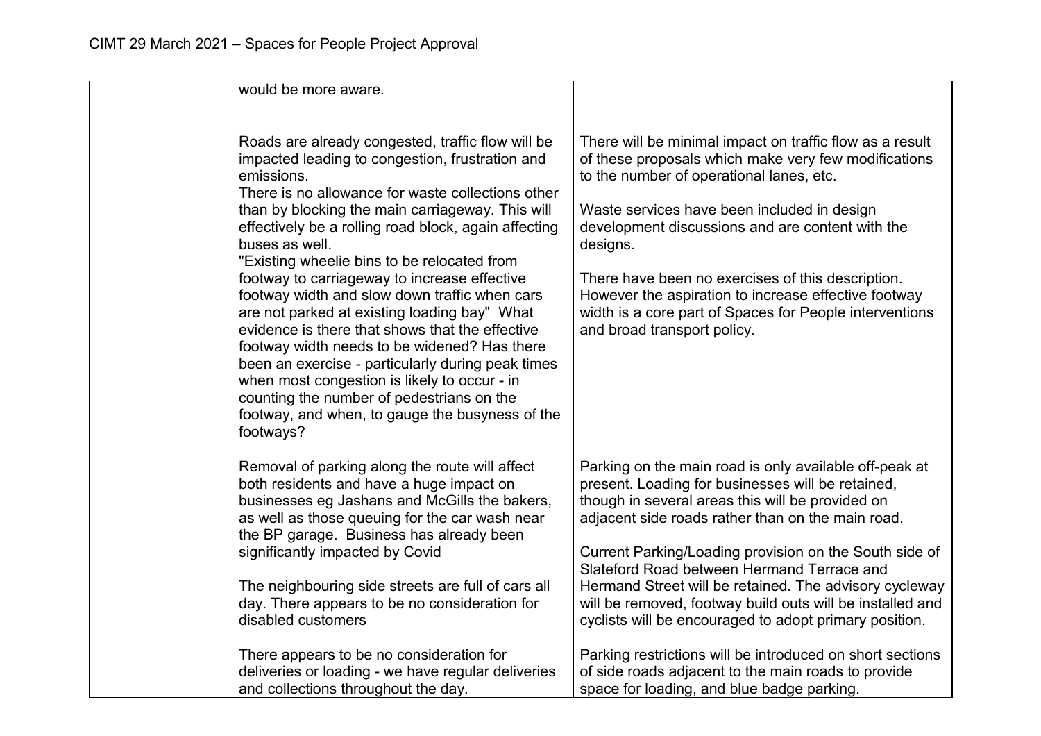| | | |
|---|---|---|
| | would be more aware. | |
| | Roads are already congested, traffic flow will be impacted leading to congestion, frustration and emissions.<br>There is no allowance for waste collections other than by blocking the main carriageway. This will effectively be a rolling road block, again affecting buses as well.<br>"Existing wheelie bins to be relocated from footway to carriageway to increase effective footway width and slow down traffic when cars are not parked at existing loading bay" What evidence is there that shows that the effective footway width needs to be widened? Has there been an exercise - particularly during peak times when most congestion is likely to occur - in counting the number of pedestrians on the footway, and when, to gauge the busyness of the footways? | There will be minimal impact on traffic flow as a result of these proposals which make very few modifications to the number of operational lanes, etc.<br><br>Waste services have been included in design development discussions and are content with the designs.<br><br>There have been no exercises of this description. However the aspiration to increase effective footway width is a core part of Spaces for People interventions and broad transport policy. |
| | Removal of parking along the route will affect both residents and have a huge impact on businesses eg Jashans and McGills the bakers, as well as those queuing for the car wash near the BP garage. Business has already been significantly impacted by Covid<br><br>The neighbouring side streets are full of cars all day. There appears to be no consideration for disabled customers<br><br>There appears to be no consideration for deliveries or loading - we have regular deliveries and collections throughout the day. | Parking on the main road is only available off-peak at present. Loading for businesses will be retained, though in several areas this will be provided on adjacent side roads rather than on the main road.<br><br>Current Parking/Loading provision on the South side of Slateford Road between Hermand Terrace and Hermand Street will be retained. The advisory cycleway will be removed, footway build outs will be installed and cyclists will be encouraged to adopt primary position.<br><br>Parking restrictions will be introduced on short sections of side roads adjacent to the main roads to provide space for loading, and blue badge parking. |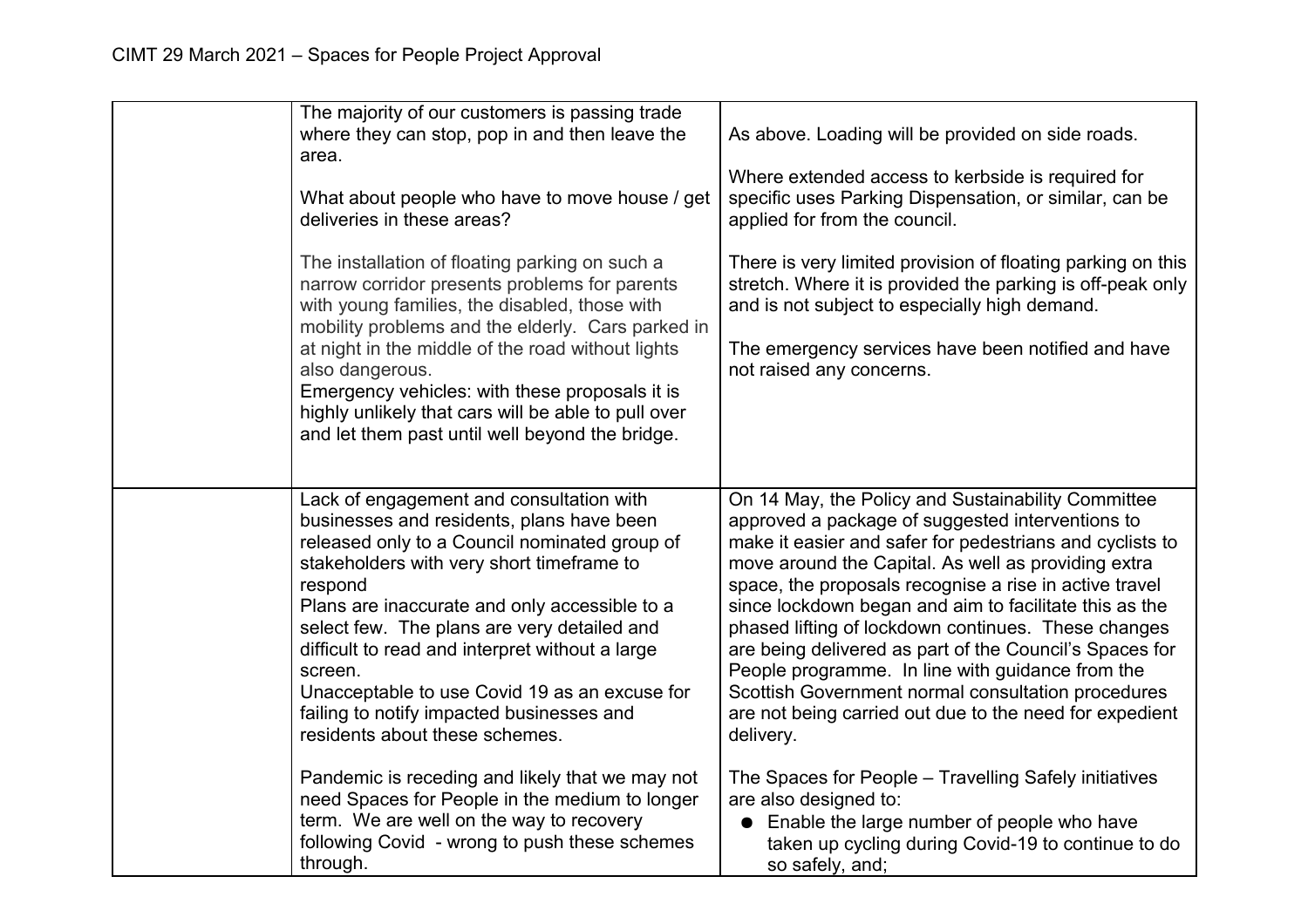| | | |
|---|---|---|
| | The majority of our customers is passing trade where they can stop, pop in and then leave the area.<br><br>What about people who have to move house / get deliveries in these areas?<br><br>The installation of floating parking on such a narrow corridor presents problems for parents with young families, the disabled, those with mobility problems and the elderly. Cars parked in at night in the middle of the road without lights also dangerous.<br>Emergency vehicles: with these proposals it is highly unlikely that cars will be able to pull over and let them past until well beyond the bridge. | As above. Loading will be provided on side roads.<br><br>Where extended access to kerbside is required for specific uses Parking Dispensation, or similar, can be applied for from the council.<br><br>There is very limited provision of floating parking on this stretch. Where it is provided the parking is off-peak only and is not subject to especially high demand.<br><br>The emergency services have been notified and have not raised any concerns. |
| | Lack of engagement and consultation with businesses and residents, plans have been released only to a Council nominated group of stakeholders with very short timeframe to respond<br>Plans are inaccurate and only accessible to a select few. The plans are very detailed and difficult to read and interpret without a large screen.<br>Unacceptable to use Covid 19 as an excuse for failing to notify impacted businesses and residents about these schemes.<br><br>Pandemic is receding and likely that we may not need Spaces for People in the medium to longer term. We are well on the way to recovery following Covid - wrong to push these schemes through. | On 14 May, the Policy and Sustainability Committee approved a package of suggested interventions to make it easier and safer for pedestrians and cyclists to move around the Capital. As well as providing extra space, the proposals recognise a rise in active travel since lockdown began and aim to facilitate this as the phased lifting of lockdown continues. These changes are being delivered as part of the Council's Spaces for People programme. In line with guidance from the Scottish Government normal consultation procedures are not being carried out due to the need for expedient delivery.<br><br>The Spaces for People – Travelling Safely initiatives are also designed to:<br>● Enable the large number of people who have taken up cycling during Covid-19 to continue to do so safely, and; |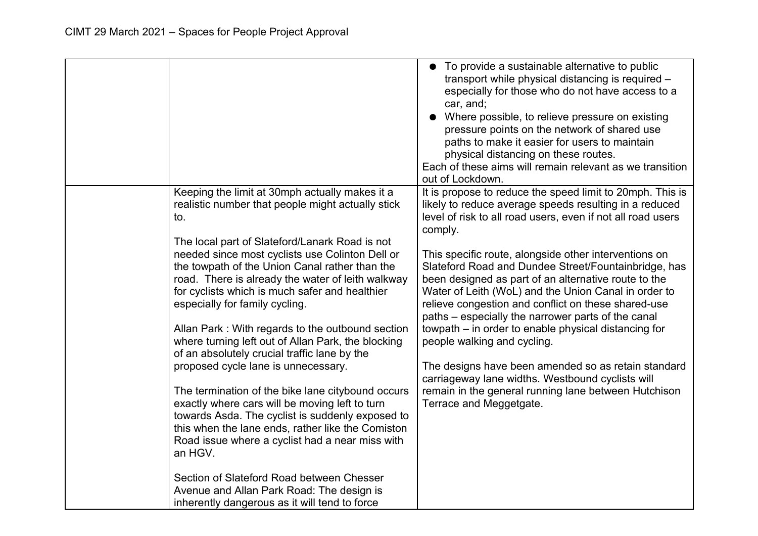|  |  |  |
|---|---|---|
|  |  | ● To provide a sustainable alternative to public transport while physical distancing is required – especially for those who do not have access to a car, and;<br>● Where possible, to relieve pressure on existing pressure points on the network of shared use paths to make it easier for users to maintain physical distancing on these routes.<br>Each of these aims will remain relevant as we transition out of Lockdown. |
|  | Keeping the limit at 30mph actually makes it a realistic number that people might actually stick to.<br><br>The local part of Slateford/Lanark Road is not needed since most cyclists use Colinton Dell or the towpath of the Union Canal rather than the road. There is already the water of leith walkway for cyclists which is much safer and healthier especially for family cycling.<br><br>Allan Park : With regards to the outbound section where turning left out of Allan Park, the blocking of an absolutely crucial traffic lane by the proposed cycle lane is unnecessary.<br><br>The termination of the bike lane citybound occurs exactly where cars will be moving left to turn towards Asda. The cyclist is suddenly exposed to this when the lane ends, rather like the Comiston Road issue where a cyclist had a near miss with an HGV.<br><br>Section of Slateford Road between Chesser Avenue and Allan Park Road: The design is inherently dangerous as it will tend to force | It is propose to reduce the speed limit to 20mph. This is likely to reduce average speeds resulting in a reduced level of risk to all road users, even if not all road users comply.<br><br>This specific route, alongside other interventions on Slateford Road and Dundee Street/Fountainbridge, has been designed as part of an alternative route to the Water of Leith (WoL) and the Union Canal in order to relieve congestion and conflict on these shared-use paths – especially the narrower parts of the canal towpath – in order to enable physical distancing for people walking and cycling.<br><br>The designs have been amended so as retain standard carriageway lane widths. Westbound cyclists will remain in the general running lane between Hutchison Terrace and Meggetgate. |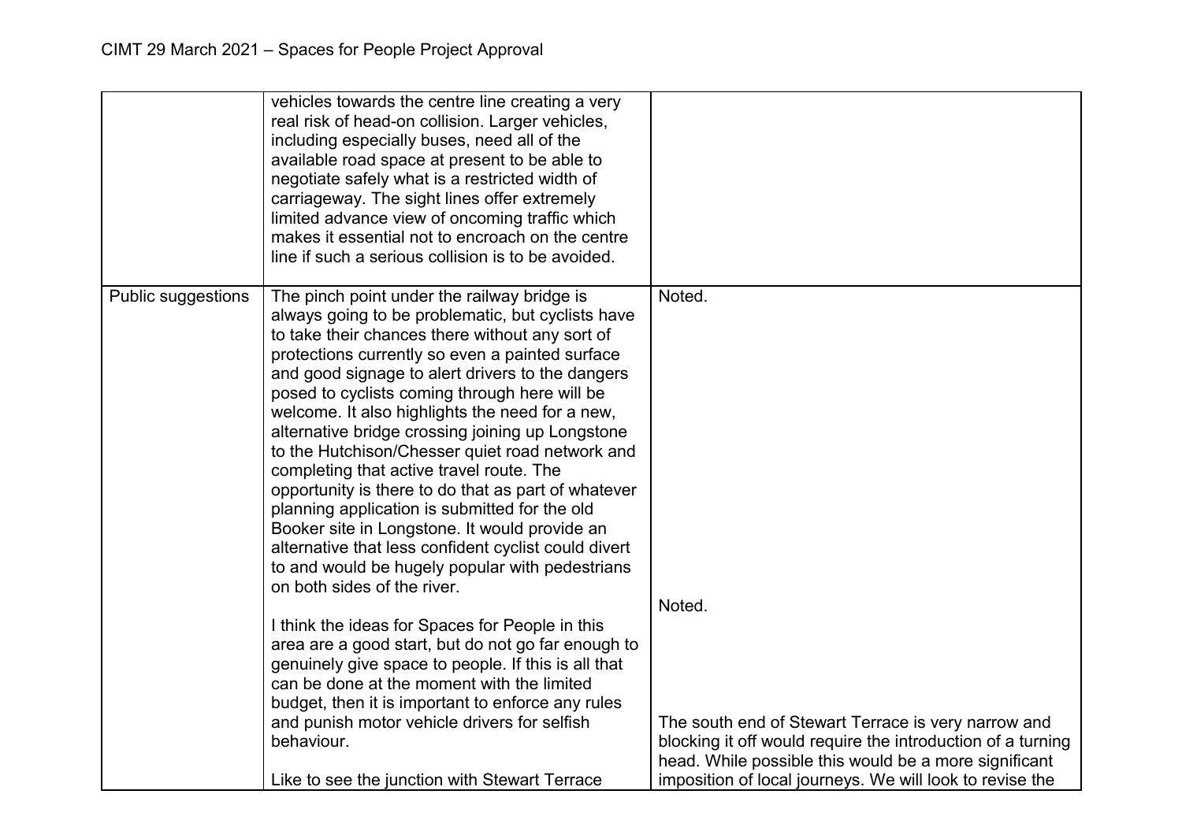| | | |
|---|---|---|
| | vehicles towards the centre line creating a very real risk of head-on collision. Larger vehicles, including especially buses, need all of the available road space at present to be able to negotiate safely what is a restricted width of carriageway. The sight lines offer extremely limited advance view of oncoming traffic which makes it essential not to encroach on the centre line if such a serious collision is to be avoided. | |
| Public suggestions | The pinch point under the railway bridge is always going to be problematic, but cyclists have to take their chances there without any sort of protections currently so even a painted surface and good signage to alert drivers to the dangers posed to cyclists coming through here will be welcome. It also highlights the need for a new, alternative bridge crossing joining up Longstone to the Hutchison/Chesser quiet road network and completing that active travel route. The opportunity is there to do that as part of whatever planning application is submitted for the old Booker site in Longstone. It would provide an alternative that less confident cyclist could divert to and would be hugely popular with pedestrians on both sides of the river. | Noted. |
| | I think the ideas for Spaces for People in this area are a good start, but do not go far enough to genuinely give space to people. If this is all that can be done at the moment with the limited budget, then it is important to enforce any rules and punish motor vehicle drivers for selfish behaviour. | Noted. |
| | Like to see the junction with Stewart Terrace | The south end of Stewart Terrace is very narrow and blocking it off would require the introduction of a turning head. While possible this would be a more significant imposition of local journeys. We will look to revise the |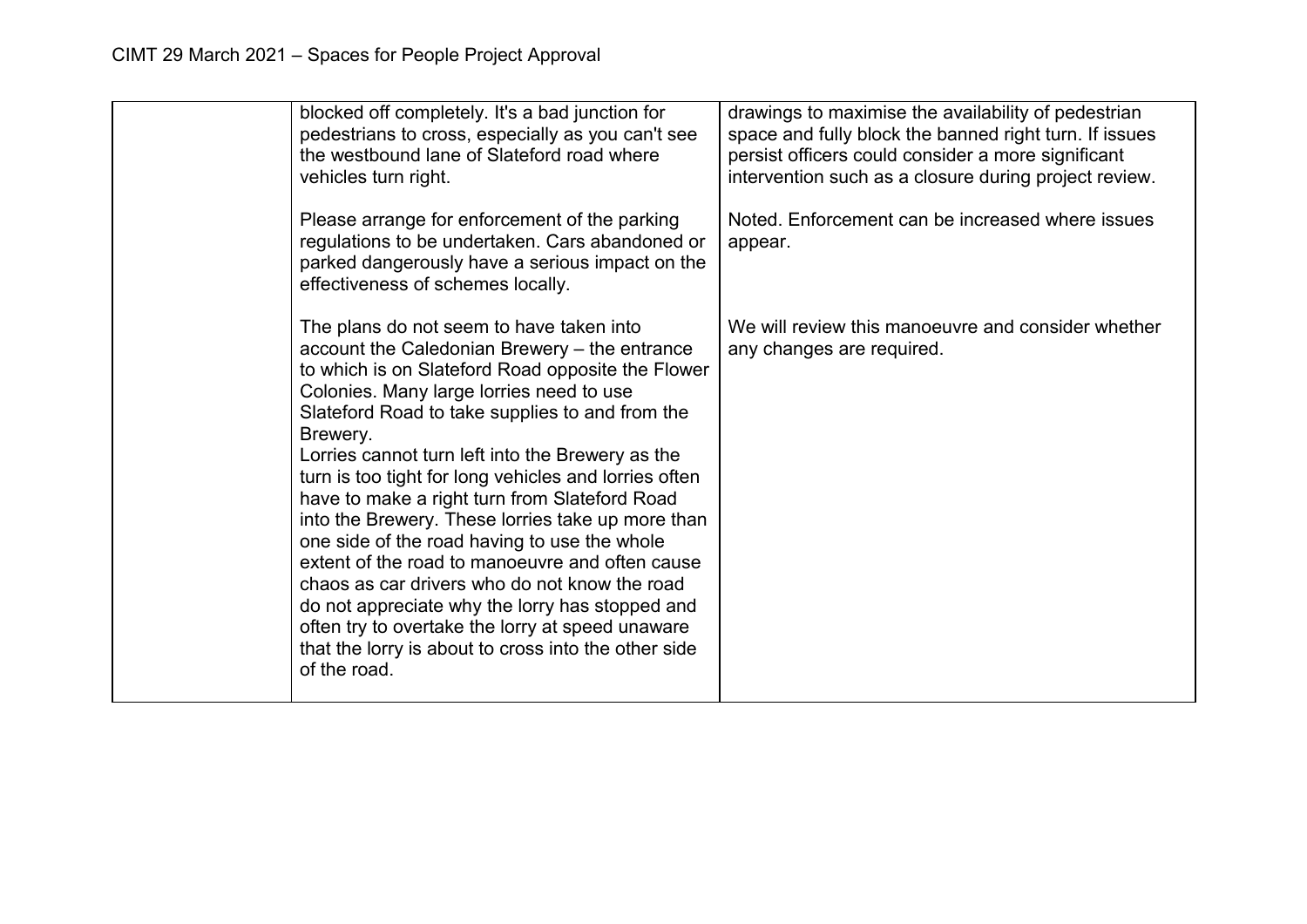| | | |
|---|---|---|
| | blocked off completely. It's a bad junction for pedestrians to cross, especially as you can't see the westbound lane of Slateford road where vehicles turn right.<br><br>Please arrange for enforcement of the parking regulations to be undertaken. Cars abandoned or parked dangerously have a serious impact on the effectiveness of schemes locally.<br><br>The plans do not seem to have taken into account the Caledonian Brewery – the entrance to which is on Slateford Road opposite the Flower Colonies. Many large lorries need to use Slateford Road to take supplies to and from the Brewery.<br>Lorries cannot turn left into the Brewery as the turn is too tight for long vehicles and lorries often have to make a right turn from Slateford Road into the Brewery. These lorries take up more than one side of the road having to use the whole extent of the road to manoeuvre and often cause chaos as car drivers who do not know the road do not appreciate why the lorry has stopped and often try to overtake the lorry at speed unaware that the lorry is about to cross into the other side of the road. | drawings to maximise the availability of pedestrian space and fully block the banned right turn. If issues persist officers could consider a more significant intervention such as a closure during project review.<br><br>Noted. Enforcement can be increased where issues appear.<br><br>We will review this manoeuvre and consider whether any changes are required. |